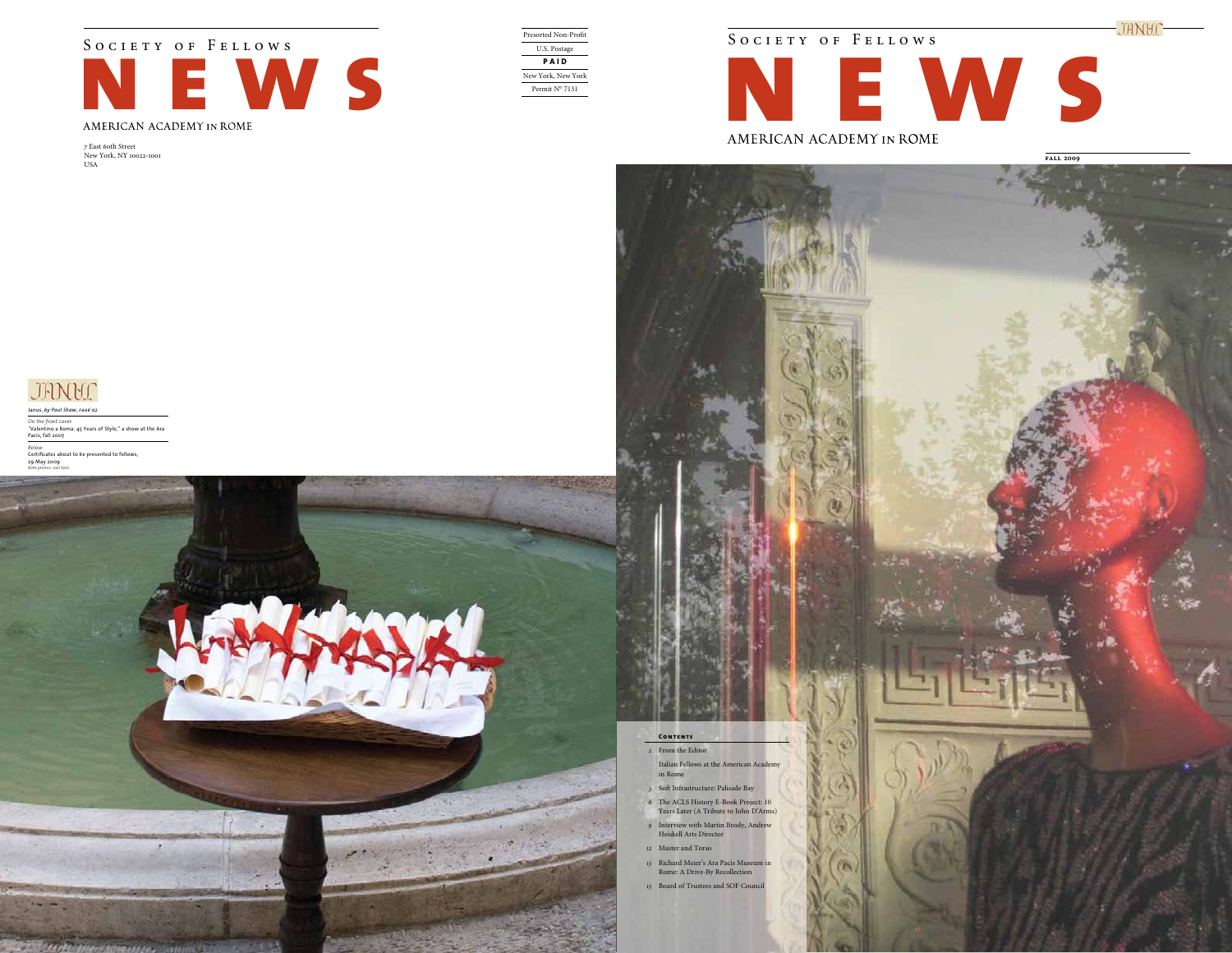Society of Fellows

# NEWS

AMERICAN ACADEMY IN ROME

7 East 60th Street
New York, NY 10022-1001
USA

Presorted Non-Profit
U.S. Postage
**PAID**
New York, New York
Permit Nº 7131

Janus, *by Paul Shaw, FAAR'02*

*On the front cover:*
"Valentino a Roma: 45 Years of Style," a show at the Ara Pacis, fall 2007

*Below:*
Certificates about to be presented to fellows, 29 May 2009
*Both photos: Joel Katz*

Society of Fellows

# NEWS

AMERICAN ACADEMY IN ROME

**FALL 2009**

**Contents**

- 2 From the Editor
- Italian Fellows at the American Academy in Rome
- 3 Soft Infrastructure: Palisade Bay
- 6 The ACLS History E-Book Project: 10 Years Later (A Tribute to John D'Arms)
- 9 Interview with Martin Brody, Andrew Heiskell Arts Director
- 12 Master and Torso
- 13 Richard Meier's Ara Pacis Museum in Rome: A Drive-By Recollection
- 15 Board of Trustees and SOF Council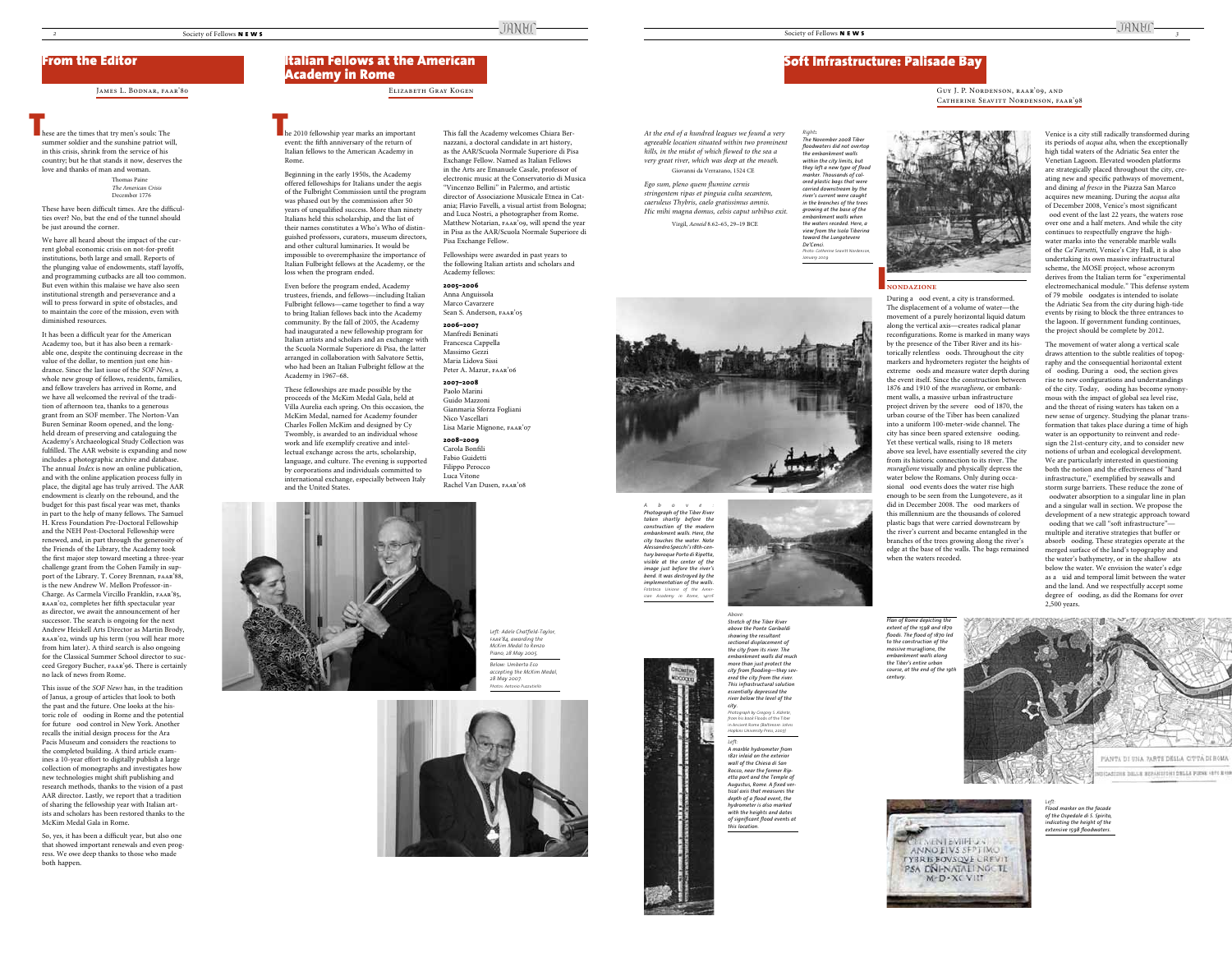## From the Editor

James L. Bodnar, FAAR'80

These are the times that try men's souls: The summer soldier and the sunshine patriot will, in this crisis, shrink from the service of his country; but he that stands it now, deserves the love and thanks of man and woman.

Thomas Paine
*The American Crisis*
December 1776

These have been difficult times. Are the difficulties over? No, but the end of the tunnel should be just around the corner.

We have all heard about the impact of the current global economic crisis on not-for-profit institutions, both large and small. Reports of the plunging value of endowments, staff layoffs, and programming cutbacks are all too common. But even within this malaise we have also seen institutional strength and perseverance and a will to press forward in spite of obstacles, and to maintain the core of the mission, even with diminished resources.

It has been a difficult year for the American Academy too, but it has also been a remarkable one, despite the continuing decrease in the value of the dollar, to mention just one hindrance. Since the last issue of the *SOF News*, a whole new group of fellows, residents, families, and fellow travelers has arrived in Rome, and we have all welcomed the revival of the tradition of afternoon tea, thanks to a generous grant from an SOF member. The Norton-Van Buren Seminar Room opened, and the long-held dream of preserving and cataloguing the Academy's Archaeological Study Collection was fulfilled. The AAR website is expanding and now includes a photographic archive and database. The annual *Index* is now an online publication, and with the online application process fully in place, the digital age has truly arrived. The AAR endowment is clearly on the rebound, and the budget for this past fiscal year was met, thanks in part to the help of many fellows. The Samuel H. Kress Foundation Pre-Doctoral Fellowship and the NEH Post-Doctoral Fellowship were renewed, and, in part through the generosity of the Friends of the Library, the Academy took the first major step toward meeting a three-year challenge grant from the Cohen Family in support of the Library. T. Corey Brennan, FAAR'88, is the new Andrew W. Mellon Professor-in-Charge. As Carmela Vircillo Franklin, FAAR'85, RAAR'02, completes her fifth spectacular year as director, we await the announcement of her successor. The search is ongoing for the next Andrew Heiskell Arts Director as Martin Brody, RAAR'02, winds up his term (you will hear more from him later). A third search is also ongoing for the Classical Summer School director to succeed Gregory Bucher, FAAR'96. There is certainly no lack of news from Rome.

This issue of the *SOF News* has, in the tradition of Janus, a group of articles that look to both the past and the future. One looks at the historic role of flooding in Rome and the potential for future flood control in New York. Another recalls the initial design process for the Ara Pacis Museum and considers the reactions to the completed building. A third article examines a 10-year effort to digitally publish a large collection of monographs and investigates how new technologies might shift publishing and research methods, thanks to the vision of a past AAR director. Lastly, we report that a tradition of sharing the fellowship year with Italian artists and scholars has been restored thanks to the McKim Medal Gala in Rome.

So, yes, it has been a difficult year, but also one that showed important renewals and even progress. We owe deep thanks to those who made both happen.

## Italian Fellows at the American Academy in Rome

Elizabeth Gray Kogen

The 2010 fellowship year marks an important event: the fifth anniversary of the return of Italian fellows to the American Academy in Rome.

Beginning in the early 1950s, the Academy offered fellowships for Italians under the aegis of the Fulbright Commission until the program was phased out by the commission after 50 years of unqualified success. More than ninety Italians held this scholarship, and the list of their names constitutes a Who's Who of distinguished professors, curators, museum directors, and other cultural luminaries. It would be impossible to overemphasize the importance of Italian Fulbright fellows at the Academy, or the loss when the program ended.

Even before the program ended, Academy trustees, friends, and fellows—including Italian Fulbright fellows—came together to find a way to bring Italian fellows back into the Academy community. By the fall of 2005, the Academy had inaugurated a new fellowship program for Italian artists and scholars and an exchange with the Scuola Normale Superiore di Pisa, the latter arranged in collaboration with Salvatore Settis, who had been an Italian Fulbright fellow at the Academy in 1967–68.

These fellowships are made possible by the proceeds of the McKim Medal Gala, held at Villa Aurelia each spring. On this occasion, the McKim Medal, named for Academy founder Charles Follen McKim and designed by Cy Twombly, is awarded to an individual whose work and life exemplify creative and intellectual exchange across the arts, scholarship, language, and culture. The evening is supported by corporations and individuals committed to international exchange, especially between Italy and the United States.

This fall the Academy welcomes Chiara Bernazzani, a doctoral candidate in art history, as the AAR/Scuola Normale Superiore di Pisa Exchange Fellow. Named as Italian Fellows in the Arts are Emanuele Casale, professor of electronic music at the Conservatorio di Musica "Vincenzo Bellini" in Palermo, and artistic director of Associazione Musicale Etnea in Catania; Flavio Favelli, a visual artist from Bologna; and Luca Nostri, a photographer from Rome. Matthew Notarian, FAAR'09, will spend the year in Pisa as the AAR/Scuola Normale Superiore di Pisa Exchange Fellow.

Fellowships were awarded in past years to the following Italian artists and scholars and Academy fellows:

**2005–2006**
Anna Anguissola
Marco Cavarzere
Sean S. Anderson, FAAR'05

**2006–2007**
Manfredi Beninati
Francesca Cappella
Massimo Gezzi
Maria Lidova Sissi
Peter A. Mazur, FAAR'06

**2007–2008**
Paolo Marini
Guido Mazzoni
Gianmaria Sforza Fogliani
Nico Vascellari
Lisa Marie Mignone, FAAR'07

**2008–2009**
Carola Bonfili
Fabio Guidetti
Filippo Perocco
Luca Vitone
Rachel Van Dusen, FAAR'08

Left: Adele Chatfield-Taylor, FAAR'84, awarding the McKim Medal to Renzo Piano, 28 May 2005

Below: Umberto Eco accepting the McKim Medal, 28 May 2007
Photos: Antonio Puzzutiello

## Soft Infrastructure: Palisade Bay

Guy J. P. Nordenson, RAAR'09, and Catherine Seavitt Nordenson, FAAR'98

*At the end of a hundred leagues we found a very agreeable location situated within two prominent hills, in the midst of which flowed to the sea a very great river, which was deep at the mouth.*

Giovanni da Verrazano, 1524 CE

*Ego sum, pleno quem flumine cernis stringentem ripas et pinguia culta secantem, caeruleus Thybris, caelo gratissimus amnis. Hic mihi magna domus, celsis caput urbibus exit.*

Virgil, *Aeneid* 8.62–65, 29–19 BCE

Right: The November 2008 Tiber floodwaters did not overtop the embankment walls within the city limits, but they left a new type of flood marker. Thousands of colored plastic bags that were carried downstream by the river's current were caught in the branches of the trees growing at the base of the embankment walls when the waters receded. Here, a view from the Isola Tiberina toward the Lungotevere De'Cenci.
Photo: Catherine Seavitt Nordenson, January 2009

### Inondazione

During a flood event, a city is transformed. The displacement of a volume of water—the movement of a purely horizontal liquid datum along the vertical axis—creates radical planar reconfigurations. Rome is marked in many ways by the presence of the Tiber River and its historically relentless floods. Throughout the city markers and hydrometers register the heights of extreme floods and measure water depth during the event itself. Since the construction between 1876 and 1910 of the *muraglione*, or embankment walls, a massive urban infrastructure project driven by the severe flood of 1870, the urban course of the Tiber has been canalized into a uniform 100-meter-wide channel. The city has since been spared extensive flooding. Yet these vertical walls, rising to 18 meters above sea level, have essentially severed the city from its historic connection to its river. The *muraglione* visually and physically depress the water below the Romans. Only during occasional flood events does the water rise high enough to be seen from the Lungotevere, as it did in December 2008. The flood markers of this millennium are the thousands of colored plastic bags that were carried downstream by the river's current and became entangled in the branches of the trees growing along the river's edge at the base of the walls. The bags remained when the waters receded.

Venice is a city still radically transformed during its periods of *acqua alta*, when the exceptionally high tidal waters of the Adriatic Sea enter the Venetian Lagoon. Elevated wooden platforms are strategically placed throughout the city, creating new and specific pathways of movement, and dining *al fresco* in the Piazza San Marco acquires new meaning. During the *acqua alta* of December 2008, Venice's most significant flood event of the last 22 years, the waters rose over one and a half meters. And while the city continues to respectfully engrave the high-water marks into the venerable marble walls of the *Ca'Farsetti*, Venice's City Hall, it is also undertaking its own massive infrastructural scheme, the MOSE project, whose acronym derives from the Italian term for "experimental electromechanical module." This defense system of 79 mobile floodgates is intended to isolate the Adriatic Sea from the city during high-tide events by rising to block the three entrances to the lagoon. If government funding continues, the project should be complete by 2012.

The movement of water along a vertical scale draws attention to the subtle realities of topography and the consequential horizontal extent of flooding. During a flood, the section gives rise to new configurations and understandings of the city. Today, flooding has become synonymous with the impact of global sea level rise, and the threat of rising waters has taken on a new sense of urgency. Studying the planar transformation that takes place during a time of high water is an opportunity to reinvent and redesign the 21st-century city, and to consider new notions of urban and ecological development. We are particularly interested in questioning both the notion and the effectiveness of "hard infrastructure," exemplified by seawalls and storm surge barriers. These reduce the zone of floodwater absorption to a singular line in plan and a singular wall in section. We propose the development of a new strategic approach toward flooding that we call "soft infrastructure"—multiple and iterative strategies that buffer or absorb flooding. These strategies operate at the merged surface of the land's topography and the water's bathymetry, or in the shallow flats below the water. We envision the water's edge as a fluid and temporal limit between the water and the land. And we respectfully accept some degree of flooding, as did the Romans for over 2,500 years.

Above: Photograph of the Tiber River taken shortly before the construction of the modern embankment walls. Here, the city touches the water. Note Alessandro Specchi's 18th-century baroque Porto di Ripetta, visible at the center of the image just before the river's bend. It was destroyed by the implementation of the walls.
Fototeca Unione of the American Academy in Rome, 14008

Above: Stretch of the Tiber River above the Ponte Garibaldi showing the resultant sectional displacement of the city from its river. The embankment walls did much more than just protect the city from flooding—they severed the city from the river. This infrastructural solution essentially depressed the river below the level of the city.
Photograph by Gregory S. Aldrete, from his book Floods of the Tiber in Ancient Rome (Baltimore: Johns Hopkins University Press, 2007)

Left: A marble hydrometer from 1821 inlaid on the exterior wall of the Chiesa di San Rocco, near the former Ripetta port and the Temple of Augustus, Rome. A fixed vertical axis that measures the depth of a flood event, the hydrometer is also marked with the heights and dates of significant flood events at this location.

Plan of Rome depicting the extent of the 1598 and 1870 floods. The flood of 1870 led to the construction of the massive muraglione, the embankment walls along the Tiber's entire urban course, at the end of the 19th century.

Left: Flood marker on the facade of the Ospedale di S. Spirito, indicating the height of the extensive 1598 floodwaters.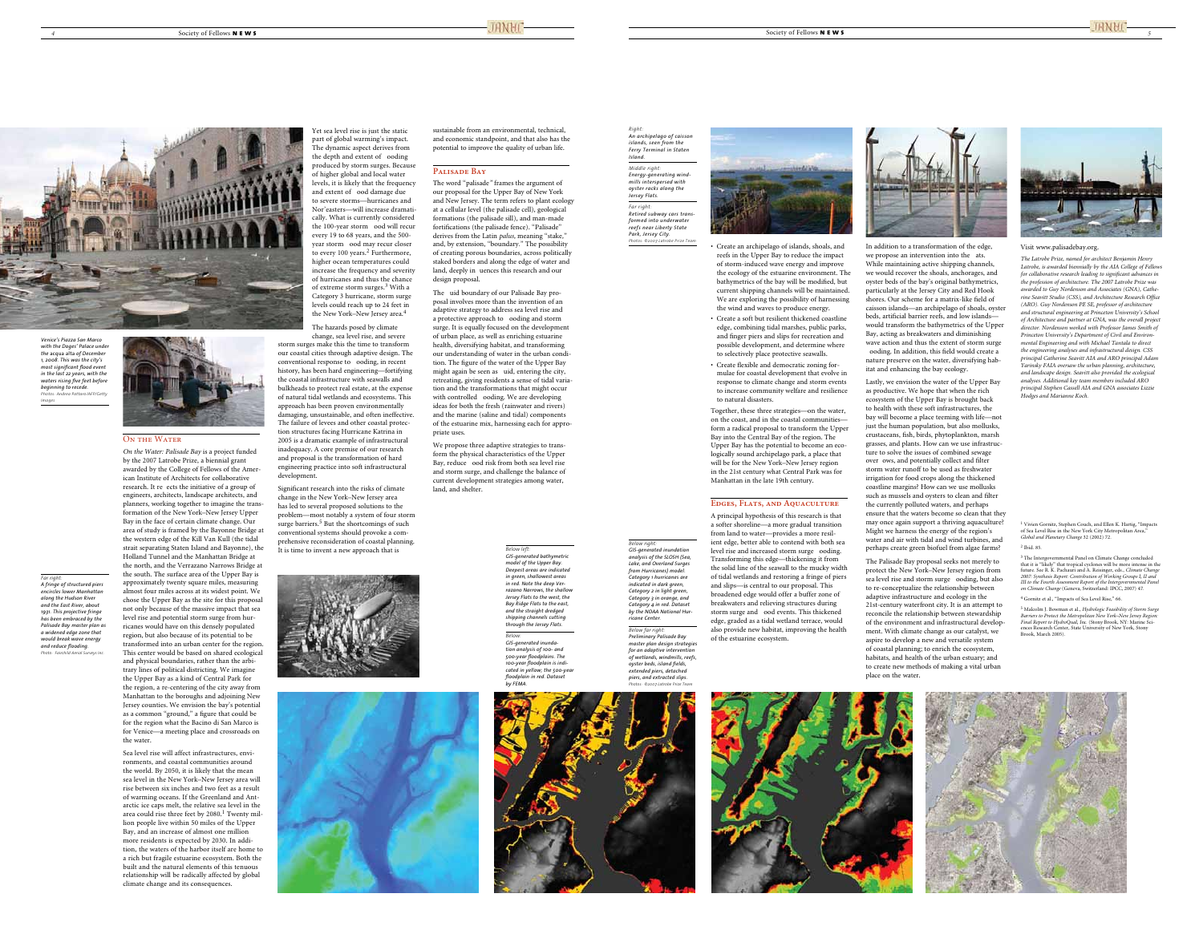*Venice's Piazza San Marco with the Doges' Palace under the acqua alta of December 1, 2008. This was the city's most significant flood event in the last 22 years, with the waters rising five feet before beginning to recede.*
*Photos: Andrea Pattaro/AFP/Getty Images*

## On the Water

*On the Water: Palisade Bay* is a project funded by the 2007 Latrobe Prize, a biennial grant awarded by the College of Fellows of the American Institute of Architects for collaborative research. It reflects the initiative of a group of engineers, architects, landscape architects, and planners, working together to imagine the transformation of the New York–New Jersey Upper Bay in the face of certain climate change. Our area of study is framed by the Bayonne Bridge at the western edge of the Kill Van Kull (the tidal strait separating Staten Island and Bayonne), the Holland Tunnel and the Manhattan Bridge at the north, and the Verrazano Narrows Bridge at the south. The surface area of the Upper Bay is approximately twenty square miles, measuring almost four miles across at its widest point. We chose the Upper Bay as the site for this proposal not only because of the massive impact that sea level rise and potential storm surge from hurricanes would have on this densely populated region, but also because of its potential to be transformed into an urban center for the region. This center would be based on shared ecological and physical boundaries, rather than the arbitrary lines of political districting. We imagine the Upper Bay as a kind of Central Park for the region, a re-centering of the city away from Manhattan to the boroughs and adjoining New Jersey counties. We envision the bay's potential as a common "ground," a figure that could be for the region what the Bacino di San Marco is for Venice—a meeting place and crossroads on the water.

Sea level rise will affect infrastructures, environments, and coastal communities around the world. By 2050, it is likely that the mean sea level in the New York–New Jersey area will rise between six inches and two feet as a result of warming oceans. If the Greenland and Antarctic ice caps melt, the relative sea level in the area could rise three feet by 2080.[1] Twenty million people live within 50 miles of the Upper Bay, and an increase of almost one million more residents is expected by 2030. In addition, the waters of the harbor itself are home to a rich but fragile estuarine ecosystem. Both the built and the natural elements of this tenuous relationship will be radically affected by global climate change and its consequences.

Yet sea level rise is just the static part of global warming's impact. The dynamic aspect derives from the depth and extent of flooding produced by storm surges. Because of higher global and local water levels, it is likely that the frequency and extent of flood damage due to severe storms—hurricanes and Nor'easters—will increase dramatically. What is currently considered the 100-year storm flood will recur every 19 to 68 years, and the 500-year storm flood may recur closer to every 100 years.[2] Furthermore, higher ocean temperatures could increase the frequency and severity of hurricanes and thus the chance of extreme storm surges.[3] With a Category 3 hurricane, storm surge levels could reach up to 24 feet in the New York–New Jersey area.[4]

The hazards posed by climate change, sea level rise, and severe storm surges make this the time to transform our coastal cities through adaptive design. The conventional response to flooding, in recent history, has been hard engineering—fortifying the coastal infrastructure with seawalls and bulkheads to protect real estate, at the expense of natural tidal wetlands and ecosystems. This approach has been proven environmentally damaging, unsustainable, and often ineffective. The failure of levees and other coastal protection structures facing Hurricane Katrina in 2005 is a dramatic example of infrastructural inadequacy. A core premise of our research and proposal is the transformation of hard engineering practice into soft infrastructural development.

Significant research into the risks of climate change in the New York–New Jersey area has led to several proposed solutions to the problem—most notably a system of four storm surge barriers.[5] But the shortcomings of such conventional systems should provoke a comprehensive reconsideration of coastal planning. It is time to invent a new approach that is sustainable from an environmental, technical, and economic standpoint, and that also has the potential to improve the quality of urban life.

*Far right: A fringe of structured piers encircles lower Manhattan along the Hudson River and the East River, about 1931. This projective fringe has been embraced by the Palisade Bay master plan as a widened edge zone that would break wave energy and reduce flooding.*
*Photo: Fairchild Aerial Surveys Inc.*

## Palisade Bay

The word "palisade" frames the argument of our proposal for the Upper Bay of New York and New Jersey. The term refers to plant ecology at a cellular level (the palisade cell), geological formations (the palisade sill), and man-made fortifications (the palisade fence). "Palisade" derives from the Latin *palus*, meaning "stake," and, by extension, "boundary." The possibility of creating porous boundaries, across politically staked borders and along the edge of water and land, deeply influences this research and our design proposal.

The fluid boundary of our Palisade Bay proposal involves more than the invention of an adaptive strategy to address sea level rise and a protective approach to flooding and storm surge. It is equally focused on the development of urban place, as well as enriching estuarine health, diversifying habitat, and transforming our understanding of water in the urban condition. The figure of the water of the Upper Bay might again be seen as fluid, entering the city, retreating, giving residents a sense of tidal variation and the transformations that might occur with controlled flooding. We are developing ideas for both the fresh (rainwater and rivers) and the marine (saline and tidal) components of the estuarine mix, harnessing each for appropriate uses.

We propose three adaptive strategies to transform the physical characteristics of the Upper Bay, reduce flood risk from both sea level rise and storm surge, and challenge the balance of current development strategies among water, land, and shelter.

*Below left: GIS-generated bathymetric model of the Upper Bay. Deepest areas are indicated in green, shallowest areas in red. Note the deep Verrazano Narrows, the shallow Jersey Flats to the west, the Bay Ridge Flats to the east, and the straight dredged shipping channels cutting through the Jersey Flats.*

*Below: GIS-generated inundation analysis of 100- and 500-year floodplains. The 100-year floodplain is indicated in yellow; the 500-year floodplain in red. Dataset by FEMA.*

*Right: An archipelago of caisson islands, seen from the Ferry Terminal in Staten Island.*

*Middle right: Energy-generating windmills interspersed with oyster racks along the Jersey Flats.*

*Far right: Retired subway cars transformed into underwater reefs near Liberty State Park, Jersey City.*
*Photos: ©2007 Latrobe Prize Team*

- Create an archipelago of islands, shoals, and reefs in the Upper Bay to reduce the impact of storm-induced wave energy and improve the ecology of the estuarine environment. The bathymetrics of the bay will be modified, but current shipping channels will be maintained. We are exploring the possibility of harnessing the wind and waves to produce energy.
- Create a soft but resilient thickened coastline edge, combining tidal marshes, public parks, and finger piers and slips for recreation and possible development, and determine where to selectively place protective seawalls.
- Create flexible and democratic zoning formulae for coastal development that evolve in response to climate change and storm events to increase community welfare and resilience to natural disasters.

Together, these three strategies—on the water, on the coast, and in the coastal communities—form a radical proposal to transform the Upper Bay into the Central Bay of the region. The Upper Bay has the potential to become an ecologically sound archipelago park, a place that will be for the New York–New Jersey region in the 21st century what Central Park was for Manhattan in the late 19th century.

## Edges, Flats, and Aquaculture

A principal hypothesis of this research is that a softer shoreline—a more gradual transition from land to water—provides a more resilient edge, better able to contend with both sea level rise and increased storm surge flooding. Transforming this edge—thickening it from the solid line of the seawall to the mucky width of tidal wetlands and restoring a fringe of piers and slips—is central to our proposal. This broadened edge would offer a buffer zone of breakwaters and relieving structures during storm surge and flood events. This thickened edge, graded as a tidal wetland terrace, would also provide new habitat, improving the health of the estuarine ecosystem.

*Below right: GIS-generated inundation analysis of the SLOSH (Sea, Lake, and Overland Surges from Hurricanes) model. Category 1 hurricanes are indicated in dark green, Category 2 in light green, Category 3 in orange, and Category 4 in red. Dataset by the NOAA National Hurricane Center.*

*Below far right: Preliminary Palisade Bay master plan design strategies for an adaptive intervention of wetlands, windmills, reefs, oyster beds, island fields, extended piers, detached piers, and extracted slips.*
*Photos: ©2007 Latrobe Prize Team*

In addition to a transformation of the edge, we propose an intervention into the flats. While maintaining active shipping channels, we would recover the shoals, anchorages, and oyster beds of the bay's original bathymetrics, particularly at the Jersey City and Red Hook shores. Our scheme for a matrix-like field of caisson islands—an archipelago of shoals, oyster beds, artificial barrier reefs, and low islands—would transform the bathymetrics of the Upper Bay, acting as breakwaters and diminishing wave action and thus the extent of storm surge flooding. In addition, this field would create a nature preserve on the water, diversifying habitat and enhancing the bay ecology.

Lastly, we envision the water of the Upper Bay as productive. We hope that when the rich ecosystem of the Upper Bay is brought back to health with these soft infrastructures, the bay will become a place teeming with life—not just the human population, but also mollusks, crustaceans, fish, birds, phytoplankton, marsh grasses, and plants. How can we use infrastructure to solve the issues of combined sewage overflows, and potentially collect and filter storm water runoff to be used as freshwater irrigation for food crops along the thickened coastline margins? How can we use mollusks such as mussels and oysters to clean and filter the currently polluted waters, and perhaps ensure that the waters become so clean that they may once again support a thriving aquaculture? Might we harness the energy of the region's water and air with tidal and wind turbines, and perhaps create green biofuel from algae farms?

The Palisade Bay proposal seeks not merely to protect the New York–New Jersey region from sea level rise and storm surge flooding, but also to re-conceptualize the relationship between adaptive infrastructure and ecology in the 21st-century waterfront city. It is an attempt to reconcile the relationship between stewardship of the environment and infrastructural development. With climate change as our catalyst, we aspire to develop a new and versatile system of coastal planning; to enrich the ecosystem, habitats, and health of the urban estuary; and to create new methods of making a vital urban place on the water.

Visit www.palisadebay.org.

*The Latrobe Prize, named for architect Benjamin Henry Latrobe, is awarded biennially by the AIA College of Fellows for collaborative research leading to significant advances in the profession of architecture. The 2007 Latrobe Prize was awarded to Guy Nordenson and Associates (GNA), Catherine Seavitt Studio (CSS), and Architecture Research Office (ARO). Guy Nordenson PE SE, professor of architecture and structural engineering at Princeton University's School of Architecture and partner at GNA, was the overall project director. Nordenson worked with Professor James Smith of Princeton University's Department of Civil and Environmental Engineering and with Michael Tantala to direct the engineering analyses and infrastructural design. CSS principal Catherine Seavitt AIA and ARO principal Adam Yarinsky FAIA oversaw the urban planning, architecture, and landscape design. Seavitt also provided the ecological analyses. Additional key team members included ARO principal Stephen Cassell AIA and GNA associates Lizzie Hodges and Marianne Koch.*

[1] Vivien Gornitz, Stephen Couch, and Ellen K. Hartig, "Impacts of Sea Level Rise in the New York City Metropolitan Area," *Global and Planetary Change* 32 (2002) 72.

[2] Ibid. 85.

[3] The Intergovernmental Panel on Climate Change concluded that it is "likely" that tropical cyclones will be more intense in the future. See R. K. Pachauri and A. Reisinger, eds., *Climate Change 2007: Synthesis Report: Contribution of Working Groups I, II and III to the Fourth Assessment Report of the Intergovernmental Panel on Climate Change* (Geneva, Switzerland: IPCC, 2007) 47.

[4] Gornitz et al., "Impacts of Sea Level Rise," 66.

[5] Malcolm J. Bowman et al., *Hydrologic Feasibility of Storm Surge Barriers to Protect the Metropolitan New York–New Jersey Region: Final Report to HydroQual, Inc.* (Stony Brook, NY: Marine Sciences Research Center, State University of New York, Stony Brook, March 2005).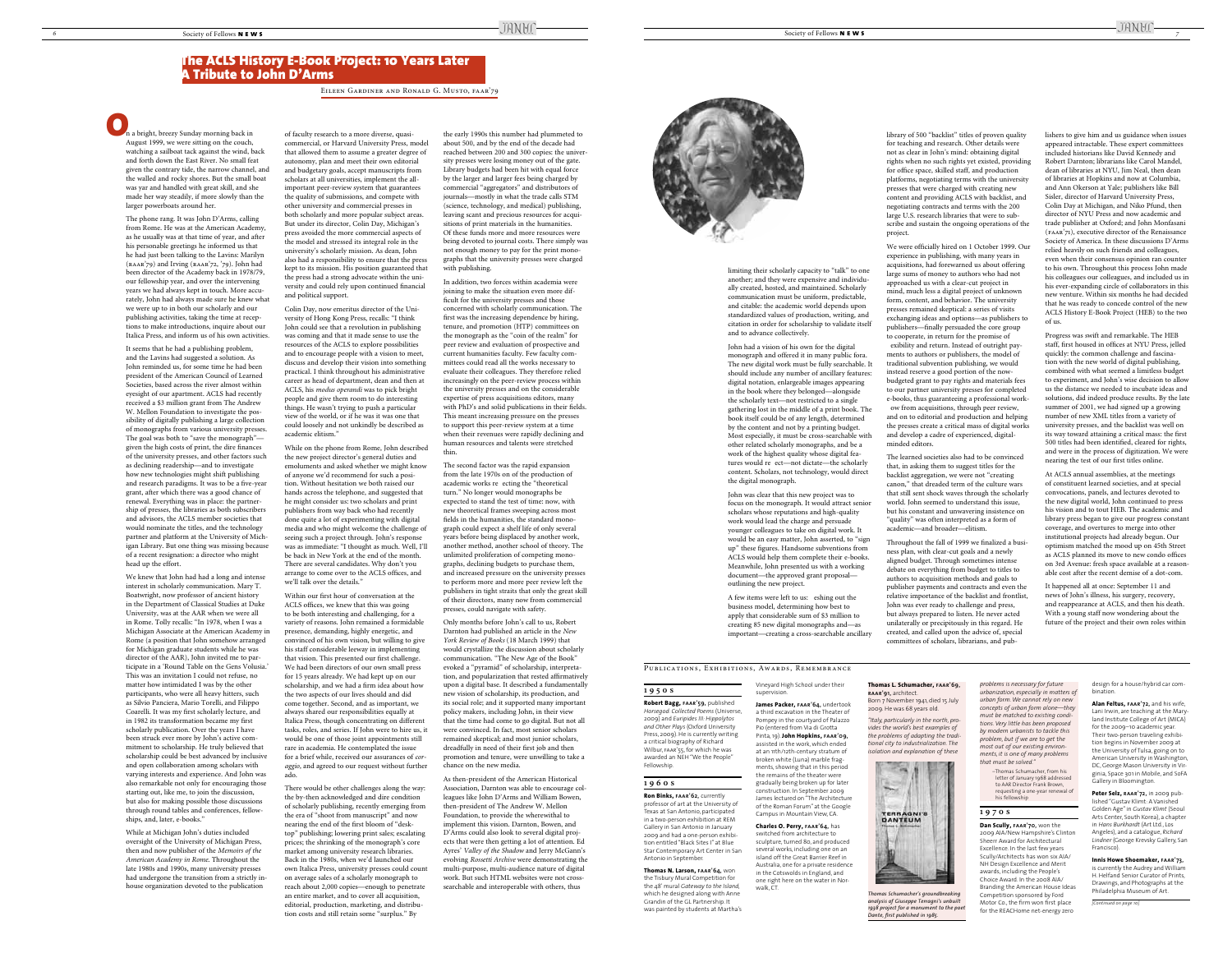# The ACLS History E-Book Project: 10 Years Later
## A Tribute to John D'Arms

Eileen Gardiner and Ronald G. Musto, faar'79

On a bright, breezy Sunday morning back in August 1999, we were sitting on the couch, watching a sailboat tack against the wind, back and forth down the East River. No small feat given the contrary tide, the narrow channel, and the walled and rocky shores. But the small boat was yar and handled with great skill, and she made her way steadily, if more slowly than the larger powerboats around her.

The phone rang. It was John D'Arms, calling from Rome. He was at the American Academy, as he usually was at that time of year, and after his personable greetings he informed us that he had just been talking to the Lavins: Marilyn (raar'79) and Irving (raar'72, '79). John had been director of the Academy back in 1978/79, our fellowship year, and over the intervening years we had always kept in touch. More accurately, John had always made sure he knew what we were up to in both our scholarly and our publishing activities, taking the time at receptions to make introductions, inquire about our Italica Press, and inform us of his own activities.

It seems that he had a publishing problem, and the Lavins had suggested a solution. As John reminded us, for some time he had been president of the American Council of Learned Societies, based across the river almost within eyesight of our apartment. ACLS had recently received a $3 million grant from The Andrew W. Mellon Foundation to investigate the possibility of digitally publishing a large collection of monographs from various university presses. The goal was both to "save the monograph"—given the high costs of print, the dire finances of the university presses, and other factors such as declining readership—and to investigate how new technologies might shift publishing and research paradigms. It was to be a five-year grant, after which there was a good chance of renewal. Everything was in place: the partnership of presses, the libraries as both subscribers and advisors, the ACLS member societies that would nominate the titles, and the technology partner and platform at the University of Michigan Library. But one thing was missing because of a recent resignation: a director who might head up the effort.

We knew that John had had a long and intense interest in scholarly communication. Mary T. Boatwright, now professor of ancient history in the Department of Classical Studies at Duke University, was at the AAR when we were all in Rome. Tolly recalls: "In 1978, when I was a Michigan Associate at the American Academy in Rome (a position that John somehow arranged for Michigan graduate students while he was director of the AAR), John invited me to participate in a 'Round Table on the Gens Volusia.' This was an invitation I could not refuse, no matter how intimidated I was by the other participants, who were all heavy hitters, such as Silvio Panciera, Mario Torelli, and Filippo Coarelli. It was my first scholarly lecture, and in 1982 its transformation became my first scholarly publication. Over the years I have been struck ever more by John's active commitment to scholarship. He truly believed that scholarship could be best advanced by inclusive and open collaboration among scholars with varying interests and experience. And John was also remarkable not only for encouraging those starting out, like me, to join the discussion, but also for making possible those discussions through round tables and conferences, fellowships, and, later, e-books."

While at Michigan John's duties included oversight of the University of Michigan Press, then and now publisher of the *Memoirs of the American Academy in Rome*. Throughout the late 1980s and 1990s, many university presses had undergone the transition from a strictly in-house organization devoted to the publication of faculty research to a more diverse, quasi-commercial, or Harvard University Press, model that allowed them to assume a greater degree of autonomy, plan and meet their own editorial and budgetary goals, accept manuscripts from scholars at all universities, implement the all-important peer-review system that guarantees the quality of submissions, and compete with other university and commercial presses in both scholarly and more popular subject areas. But under its director, Colin Day, Michigan's press avoided the more commercial aspects of the model and stressed its integral role in the university's scholarly mission. As dean, John also had a responsibility to ensure that the press kept to its mission. His position guaranteed that the press had a strong advocate within the university and could rely upon continued financial and political support.

Colin Day, now emeritus director of the University of Hong Kong Press, recalls: "I think John could see that a revolution in publishing was coming and that it made sense to use the resources of the ACLS to explore possibilities and to encourage people with a vision to meet, discuss and develop their vision into something practical. I think throughout his administrative career as head of department, dean and then at ACLS, his *modus operandi* was to pick bright people and give them room to do interesting things. He wasn't trying to push a particular view of the world, or if he was it was one that could loosely and not unkindly be described as academic elitism."

While on the phone from Rome, John described the new project director's general duties and emoluments and asked whether we might know of anyone we'd recommend for such a position. Without hesitation we both raised our hands across the telephone, and suggested that he might consider us: two scholars and print publishers from way back who had recently done quite a lot of experimenting with digital media and who might welcome the challenge of seeing such a project through. John's response was as immediate: "I thought as much. Well, I'll be back in New York at the end of the month. There are several candidates. Why don't you arrange to come over to the ACLS offices, and we'll talk over the details."

Within our first hour of conversation at the ACLS offices, we knew that this was going to be both interesting and challenging, for a variety of reasons. John remained a formidable presence, demanding, highly energetic, and convinced of his own vision, but willing to give his staff considerable leeway in implementing that vision. This presented our first challenge. We had been directors of our own small press for 15 years already. We had kept up on our scholarship, and we had a firm idea about how the two aspects of our lives should and did come together. Second, and as important, we always shared our responsibilities equally at Italica Press, though concentrating on different tasks, roles, and series. If John were to hire us, it would be one of those joint appointments still rare in academia. He contemplated the issue for a brief while, received our assurances of *coraggio*, and agreed to our request without further ado.

There would be other challenges along the way: the by-then acknowledged and dire condition of scholarly publishing, recently emerging from the era of "shoot from manuscript" and now nearing the end of the first bloom of "desktop" publishing; lowering print sales; escalating prices; the shrinking of the monograph's core market among university research libraries. Back in the 1980s, when we'd launched our own Italica Press, university presses could count on average sales of a scholarly monograph to reach about 2,000 copies—enough to penetrate an entire market, and to cover all acquisition, editorial, production, marketing, and distribution costs and still retain some "surplus." By the early 1990s this number had plummeted to about 500, and by the end of the decade had reached between 200 and 300 copies: the university presses were losing money out of the gate. Library budgets had been hit with equal force by the larger and larger fees being charged by commercial "aggregators" and distributors of journals—mostly in what the trade calls STM (science, technology, and medical) publishing, leaving scant and precious resources for acquisitions of print materials in the humanities. Of these funds more and more resources were being devoted to journal costs. There simply was not enough money to pay for the print monographs that the university presses were charged with publishing.

In addition, two forces within academia were joining to make the situation even more difficult for the university presses and those concerned with scholarly communication. The first was the increasing dependence by hiring, tenure, and promotion (HTP) committees on the monograph as the "coin of the realm" for peer review and evaluation of prospective and current humanities faculty. Few faculty committees could read all the works necessary to evaluate their colleagues. They therefore relied increasingly on the peer-review process within the university presses and on the considerable expertise of press acquisitions editors, many with PhD's and solid publications in their fields. This meant increasing pressure on the presses to support this peer-review system at a time when their revenues were rapidly declining and human resources and talents were stretched thin.

The second factor was the rapid expansion from the late 1970s on of the production of academic works reflecting the "theoretical turn." No longer would monographs be expected to stand the test of time: now, with new theoretical frames sweeping across most fields in the humanities, the standard monograph could expect a shelf life of only several years before being displaced by another work, another method, another school of theory. The unlimited proliferation of competing monographs, declining budgets to purchase them, and increased pressure on the university presses to perform more and more peer review left the publishers in tight straits that only the great skill of their directors, many now from commercial presses, could navigate with safety.

Only months before John's call to us, Robert Darnton had published an article in the *New York Review of Books* (18 March 1999) that would crystallize the discussion about scholarly communication. "The New Age of the Book" evoked a "pyramid" of scholarship, interpretation, and popularization that rested affirmatively upon a digital base. It described a fundamentally new vision of scholarship, its production, and its social role; and it supported many important policy makers, including John, in their view that the time had come to go digital. But not all were convinced. In fact, most senior scholars remained skeptical; and most junior scholars, dreadfully in need of their first job and then promotion and tenure, were unwilling to take a chance on the new media.

As then-president of the American Historical Association, Darnton was able to encourage colleagues like John D'Arms and William Bowen, then-president of The Andrew W. Mellon Foundation, to provide the wherewithal to implement this vision. Darnton, Bowen, and D'Arms could also look to several digital projects that were then getting a lot of attention. Ed Ayres' *Valley of the Shadow* and Jerry McGann's evolving *Rossetti Archive* were demonstrating the multi-purpose, multi-audience nature of digital work. But such HTML websites were not cross-searchable and interoperable with others, thus limiting their scholarly capacity to "talk" to one another; and they were expensive and individually created, hosted, and maintained. Scholarly communication must be uniform, predictable, and citable: the academic world depends upon standardized values of production, writing, and citation in order for scholarship to validate itself and to advance collectively.

John had a vision of his own for the digital monograph and offered it in many public fora. The new digital work must be fully searchable. It should include any number of ancillary features: digital notation, enlargeable images appearing in the book where they belonged—alongside the scholarly text—not restricted to a single gathering lost in the middle of a print book. The book itself could be of any length, determined by the content and not by a printing budget. Most especially, it must be cross-searchable with other related scholarly monographs, and be a work of the highest quality whose digital features would reflect—not dictate—the scholarly content. Scholars, not technology, would direct the digital monograph.

John was clear that this new project was to focus on the monograph. It would attract senior scholars whose reputations and high-quality work would lead the charge and persuade younger colleagues to take on digital work. It would be an easy matter, John asserted, to "sign up" these figures. Handsome subventions from ACLS would help them complete their e-books. Meanwhile, John presented us with a working document—the approved grant proposal—outlining the new project.

A few items were left to us: fleshing out the business model, determining how best to apply that considerable sum of $3 million to creating 85 new digital monographs and—as important—creating a cross-searchable ancillary library of 500 "backlist" titles of proven quality for teaching and research. Other details were not as clear in John's mind: obtaining digital rights when no such rights yet existed, providing for office space, skilled staff, and production platforms, negotiating terms with the university presses that were charged with creating new content and providing ACLS with backlist, and negotiating contracts and terms with the 200 large U.S. research libraries that were to subscribe and sustain the ongoing operations of the project.

We were officially hired on 1 October 1999. Our experience in publishing, with many years in acquisitions, had forewarned us about offering large sums of money to authors who had not approached us with a clear-cut project in mind, much less a digital project of unknown form, content, and behavior. The university presses remained skeptical: a series of visits exchanging ideas and options—as publishers to publishers—finally persuaded the core group to cooperate, in return for the promise of flexibility and return. Instead of outright payments to authors or publishers, the model of traditional subvention publishing, we would instead reserve a good portion of the now-budgeted grant to pay rights and materials fees to our partner university presses for completed e-books, thus guaranteeing a professional workflow from acquisitions, through peer review, and on to editorial and production and helping the presses create a critical mass of digital works and develop a cadre of experienced, digital-minded editors.

The learned societies also had to be convinced that, in asking them to suggest titles for the backlist aggregation, we were not "creating canon," that dreaded term of the culture wars that still sent shock waves through the scholarly world. John seemed to understand this issue, but his constant and unwavering insistence on "quality" was often interpreted as a form of academic—and broader—elitism.

Throughout the fall of 1999 we finalized a business plan, with clear-cut goals and a newly aligned budget. Through sometimes intense debate on everything from budget to titles to authors to acquisition methods and goals to publisher payments and contracts and even the relative importance of the backlist and frontlist, John was ever ready to challenge and press, but always prepared to listen. He never acted unilaterally or precipitously in this regard. He created, and called upon the advice of, special committees of scholars, librarians, and publishers to give him and us guidance when issues appeared intractable. These expert committees included historians like David Kennedy and Robert Darnton; librarians like Carol Mandel, dean of libraries at NYU, Jim Neal, then dean of libraries at Hopkins and now at Columbia, and Ann Okerson at Yale; publishers like Bill Sisler, director of Harvard University Press, Colin Day at Michigan, and Niko Pfund, then director of NYU Press and now academic and trade publisher at Oxford; and John Monfasani (faar'71), executive director of the Renaissance Society of America. In these discussions D'Arms relied heavily on such friends and colleagues, even when their consensus opinion ran counter to his own. Throughout this process John made his colleagues our colleagues, and included us in his ever-expanding circle of collaborators in this new venture. Within six months he had decided that he was ready to concede control of the new ACLS History E-Book Project (HEB) to the two of us.

Progress was swift and remarkable. The HEB staff, first housed in offices at NYU Press, jelled quickly: the common challenge and fascination with the new world of digital publishing, combined with what seemed a limitless budget to experiment, and John's wise decision to allow us the distance we needed to incubate ideas and solutions, did indeed produce results. By the late summer of 2001, we had signed up a growing number of new XML titles from a variety of university presses, and the backlist was well on its way toward attaining a critical mass: the first 500 titles had been identified, cleared for rights, and were in the process of digitization. We were nearing the test of our first titles online.

At ACLS annual assemblies, at the meetings of constituent learned societies, and at special convocations, panels, and lectures devoted to the new digital world, John continued to press his vision and to tout HEB. The academic and library press began to give our progress constant coverage, and overtures to merge into other institutional projects had already begun. Our optimism matched the mood up on 45th Street as ACLS planned its move to new condo offices on 3rd Avenue: fresh space available at a reasonable cost after the recent demise of a dot-com.

It happened all at once: September 11 and news of John's illness, his surgery, recovery, and reappearance at ACLS, and then his death. With a young staff now wondering about the future of the project and their own roles within

---

## Publications, Exhibitions, Awards, Remembrance

### 1950s

**Robert Bagg, faar'59,** published *Horsegod: Collected Poems* (iUniverse, 2009) and *Euripides III: Hippolytos and Other Plays* (Oxford University Press, 2009). He is currently writing a critical biography of Richard Wilbur, faar'55, for which he was awarded an NEH "We the People" Fellowship.

### 1960s

**Ron Binks, faar'62,** currently professor of art at the University of Texas at San Antonio, participated in a two-person exhibition at REM Gallery in San Antonio in January 2009 and had a one-person exhibition entitled "Black Sites I" at Blue Star Contemporary Art Center in San Antonio in September.

**Thomas N. Larson, faar'64,** won the Tisbury Mural Competition for the 48' mural *Gateway to the Island*, which he designed along with Anne Grandin of the GL Partnership. It was painted by students at Martha's Vineyard High School under their supervision.

**James Packer, faar'64,** undertook a third excavation in the Theater of Pompey in the courtyard of Palazzo Pio (entered from Via di Grotta Pinta, 19). **John Hopkins, faar'09,** assisted in the work, which ended at an 11th/12th-century stratum of broken white (Luna) marble fragments, showing that in this period the remains of the theater were gradually being broken up for later construction. In September 2009 James lectured on "The Architecture of the Roman Forum" at the Google Campus in Mountain View, CA.

**Charles O. Perry, faar'64,** has switched from architecture to sculpture, turned 80, and produced several works, including one on an island off the Great Barrier Reef in Australia, one for a private residence in the Cotswolds in England, and one right here on the water in Norwalk, CT.

**Thomas L. Schumacher, faar'69, raar'91,** architect.
Born 7 November 1941; died 15 July 2009. He was 68 years old.

*"Italy, particularly in the north, provides the world's best examples of the problems of adapting the traditional city to industrialization. The isolation and explanation of these problems is necessary for future urbanization, especially in matters of urban form. We cannot rely on new concepts of urban form alone—they must be matched to existing conditions. Very little has been proposed by modern urbanists to tackle this problem, but if we are to get the most out of our existing environments, it is one of many problems that must be solved."*

–Thomas Schumacher, from his letter of January 1968 addressed to AAR Director Frank Brown, requesting a one-year renewal of his fellowship

*Thomas Schumacher's groundbreaking analysis of Giuseppe Terragni's unbuilt 1938 project for a monument to the poet Dante, first published in 1985.*

### 1970s

**Dan Scully, faar'70,** won the 2009 AIA/New Hampshire's Clinton Sheerr Award for Architectural Excellence. In the last few years Scully/Architects has won six AIA/NH Design Excellence and Merit awards, including the People's Choice Award. In the 2008 AIA/Branding the American House Ideas Competition sponsored by Ford Motor Co., the firm won first place for the REACHome net-energy zero design for a house/hybrid car combination.

**Alan Feltus, faar'72,** and his wife, Lani Irwin, are teaching at the Maryland Institute College of Art (MICA) for the 2009–10 academic year. Their two-person traveling exhibition begins in November 2009 at the University of Tulsa, going on to American University in Washington, DC, George Mason University in Virginia, Space 301 in Mobile, and SoFA Gallery in Bloomington.

**Peter Selz, raar'72,** in 2009 published "Gustav Klimt: A Vanished Golden Age" in *Gustav Klimt* (Seoul Arts Center, South Korea), a chapter in *Hans Burkhardt* (Art Ltd., Los Angeles), and a catalogue, *Richard Lindner* (George Krevsky Gallery, San Francisco).

**Innis Howe Shoemaker, faar'73,** is currently the Audrey and William H. Helfand Senior Curator of Prints, Drawings, and Photographs at the Philadelphia Museum of Art.

*[Continued on page 10]*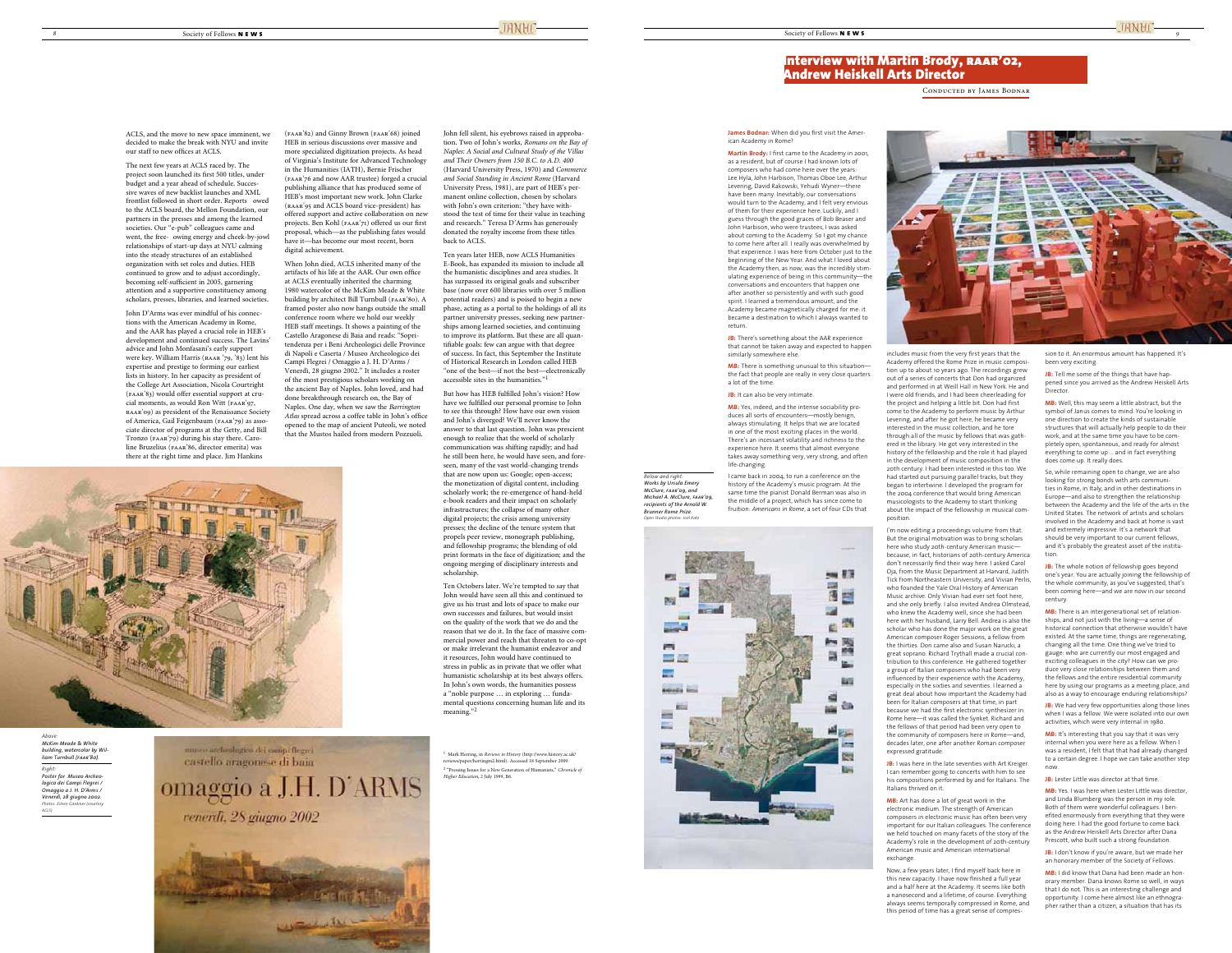ACLS, and the move to new space imminent, we decided to make the break with NYU and invite our staff to new offices at ACLS.

The next few years at ACLS raced by. The project soon launched its first 500 titles, under budget and a year ahead of schedule. Successive waves of new backlist launches and XML frontlist followed in short order. Reports owed to the ACLS board, the Mellon Foundation, our partners in the presses and among the learned societies. Our "e-pub" colleagues came and went, the free- owing energy and cheek-by-jowl relationships of start-up days at NYU calming into the steady structures of an established organization with set roles and duties. HEB continued to grow and to adjust accordingly, becoming self-sufficient in 2005, garnering attention and a supportive constituency among scholars, presses, libraries, and learned societies.

John D'Arms was ever mindful of his connections with the American Academy in Rome, and the AAR has played a crucial role in HEB's development and continued success. The Lavins' advice and John Monfasani's early support were key. William Harris (RAAR '79, '83) lent his expertise and prestige to forming our earliest lists in history. In her capacity as president of the College Art Association, Nicola Courtright (FAAR'83) would offer essential support at crucial moments, as would Ron Witt (FAAR'97, RAAR'09) as president of the Renaissance Society of America, Gail Feigenbaum (FAAR'79) as associate director of programs at the Getty, and Bill Tronzo (FAAR'79) during his stay there. Caroline Bruzelius (FAAR'86, director emerita) was there at the right time and place. Jim Hankins (FAAR'82) and Ginny Brown (FAAR'68) joined HEB in serious discussions over massive and more specialized digitization projects. As head of Virginia's Institute for Advanced Technology in the Humanities (IATH), Bernie Frischer (FAAR'76 and now AAR trustee) forged a crucial publishing alliance that has produced some of HEB's most important new work. John Clarke (RAAR'95 and ACLS board vice-president) has offered support and active collaboration on new projects. Ben Kohl (FAAR'71) offered us our first proposal, which—as the publishing fates would have it—has become our most recent, born digital achievement.

When John died, ACLS inherited many of the artifacts of his life at the AAR. Our own office at ACLS eventually inherited the charming 1980 watercolor of the McKim Meade & White building by architect Bill Turnbull (FAAR'80). A framed poster also now hangs outside the small conference room where we hold our weekly HEB staff meetings. It shows a painting of the Castello Aragonese di Baia and reads: "Soprintendenza per i Beni Archeologici delle Province di Napoli e Caserta / Museo Archeologico dei Campi Flegrei / Omaggio a J. H. D'Arms / Venerdì, 28 giugno 2002." It includes a roster of the most prestigious scholars working on the ancient Bay of Naples. John loved, and had done breakthrough research on, the Bay of Naples. One day, when we saw the *Barrington Atlas* spread across a coffee table in John's office opened to the map of ancient Puteoli, we noted that the Mustos hailed from modern Pozzuoli. John fell silent, his eyebrows raised in approbation. Two of John's works, *Romans on the Bay of Naples: A Social and Cultural Study of the Villas and Their Owners from 150 B.C. to A.D. 400* (Harvard University Press, 1970) and *Commerce and Social Standing in Ancient Rome* (Harvard University Press, 1981), are part of HEB's permanent online collection, chosen by scholars with John's own criterion: "they have withstood the test of time for their value in teaching and research." Teresa D'Arms has generously donated the royalty income from these titles back to ACLS.

Ten years later HEB, now ACLS Humanities E-Book, has expanded its mission to include all the humanistic disciplines and area studies. It has surpassed its original goals and subscriber base (now over 600 libraries with over 5 million potential readers) and is poised to begin a new phase, acting as a portal to the holdings of all its partner university presses, seeking new partnerships among learned societies, and continuing to improve its platform. But these are all quantifiable goals: few can argue with that degree of success. In fact, this September the Institute of Historical Research in London called HEB "one of the best—if not the best—electronically accessible sites in the humanities."[1]

But how has HEB fulfilled John's vision? How have we fulfilled our personal promise to John to see this through? How have our own vision and John's diverged? We'll never know the answer to that last question. John was prescient enough to realize that the world of scholarly communication was shifting rapidly; and had he still been here, he would have seen, and foreseen, many of the vast world-changing trends that are now upon us: Google; open-access; the monetization of digital content, including scholarly work; the re-emergence of hand-held e-book readers and their impact on scholarly infrastructures; the collapse of many other digital projects; the crisis among university presses; the decline of the tenure system that propels peer review, monograph publishing, and fellowship programs; the blending of old print formats in the face of digitization; and the ongoing merging of disciplinary interests and scholarship.

Ten Octobers later. We're tempted to say that John would have seen all this and continued to give us his trust and lots of space to make our own successes and failures, but would insist on the quality of the work that we do and the reason that we do it. In the face of massive commercial power and reach that threaten to co-opt or make irrelevant the humanist endeavor and it resources, John would have continued to stress in public as in private that we offer what humanistic scholarship at its best always offers. In John's own words, the humanities possess a "noble purpose … in exploring … fundamental questions concerning human life and its meaning."[2]

[1] Mark Herring, in *Reviews in History* (http://www.history.ac.uk/reviews/paper/herringm2.html). Accessed 18 September 2009.

[2] "Pressing Issues for a New Generation of Humanists," *Chronicle of Higher Education*, 2 July 1999, B6.

*Above:* ***McKim Meade & White building, watercolor by William Turnbull (FAAR'80).***

*Right:* ***Poster for Museo Archeologico dei Campi Flegrei / Omaggio a J. H. D'Arms / Venerdì, 28 giugno 2002.*** *Photos: Eileen Gardiner (courtesy ACLS)*

# Interview with Martin Brody, RAAR'02, Andrew Heiskell Arts Director

Conducted by James Bodnar

**James Bodnar:** When did you first visit the American Academy in Rome?

**Martin Brody:** I first came to the Academy in 2001, as a resident, but of course I had known lots of composers who had come here over the years: Lee Hyla, John Harbison, Thomas Oboe Lee, Arthur Levering, David Rakowski, Yehudi Wyner—there have been many. Inevitably, our conversations would turn to the Academy, and I felt very envious of them for their experience here. Luckily, and I guess through the good graces of Bob Beaser and John Harbison, who were trustees, I was asked about coming to the Academy. So I got my chance to come here after all. I really was overwhelmed by that experience. I was here from October just to the beginning of the New Year. And what I loved about the Academy then, as now, was the incredibly stimulating experience of being in this community—the conversations and encounters that happen one after another so persistently and with such good spirit. I learned a tremendous amount, and the Academy became magnetically charged for me: it became a destination to which I always wanted to return.

**JB:** There's something about the AAR experience that cannot be taken away and expected to happen similarly somewhere else.

**MB:** There is something unusual to this situation—the fact that people are really in very close quarters a lot of the time.

**JB:** It can also be very intimate.

**MB:** Yes, indeed, and the intense sociability produces all sorts of encounters—mostly benign, always stimulating. It helps that we are located in one of the most exciting places in the world. There's an incessant volatility and richness to the experience here. It seems that almost everyone takes away something very, very strong, and often life-changing.

I came back in 2004, to run a conference on the history of the Academy's music program. At the same time the pianist Donald Berman was also in the middle of a project, which has since come to fruition: *Americans in Rome*, a set of four CDs that includes music from the very first years that the Academy offered the Rome Prize in music composition up to about 10 years ago. The recordings grew out of a series of concerts that Don had organized and performed in at Weill Hall in New York. He and I were old friends, and I had been cheerleading for the project and helping a little bit. Don had first come to the Academy to perform music by Arthur Levering, and after he got here, he became very interested in the music collection, and he tore through all of the music by fellows that was gathered in the library. He got very interested in the history of the fellowship and the role it had played in the development of music composition in the 20th century. I had been interested in this too. We had started out pursuing parallel tracks, but they began to intertwine. I developed the program for the 2004 conference that would bring American musicologists to the Academy to start thinking about the impact of the fellowship in musical composition.

I'm now editing a proceedings volume from that. But the original motivation was to bring scholars here who study 20th-century American music—because, in fact, historians of 20th-century America don't necessarily find their way here. I asked Carol Oja, from the Music Department at Harvard, Judith Tick from Northeastern University, and Vivian Perlis, who founded the Yale Oral History of American Music archive. Only Vivian had ever set foot here, and she only briefly. I also invited Andrea Olmstead, who knew the Academy well, since she had been here with her husband, Larry Bell. Andrea is also the scholar who has done the major work on the great American composer Roger Sessions, a fellow from the thirties. Don came also and Susan Narucki, a great soprano. Richard Trythall made a crucial contribution to this conference. He gathered together a group of Italian composers who had been very influenced by their experience with the Academy, especially in the sixties and seventies. I learned a great deal about how important the Academy had been for Italian composers at that time, in part because we had the first electronic synthesizer in Rome here—it was called the Synket. Richard and the fellows of that period had been very open to the community of composers here in Rome—and, decades later, one after another Roman composer expressed gratitude.

**JB:** I was here in the late seventies with Art Kreiger. I can remember going to concerts with him to see his compositions performed by and for Italians. The Italians thrived on it.

**MB:** Art has done a lot of great work in the electronic medium. The strength of American composers in electronic music has often been very important for our Italian colleagues. The conference we held touched on many facets of the story of the Academy's role in the development of 20th-century American music and American international exchange.

Now, a few years later, I find myself back here in this new capacity. I have now finished a full year and a half here at the Academy. It seems like both a nanosecond and a lifetime, of course. Everything always seems temporally compressed in Rome, and this period of time has a great sense of compression to it. An enormous amount has happened. It's been very exciting.

**JB:** Tell me some of the things that have happened since you arrived as the Andrew Heiskell Arts Director.

**MB:** Well, this may seem a little abstract, but the symbol of Janus comes to mind. You're looking in one direction to create the kinds of sustainable structures that will actually help people to do their work, and at the same time you have to be completely open, spontaneous, and ready for almost everything to come up … and in fact everything does come up. It really does.

So, while remaining open to change, we are also looking for strong bonds with arts communities in Rome, in Italy, and in other destinations in Europe—and also to strengthen the relationship between the Academy and the life of the arts in the United States. The network of artists and scholars involved in the Academy and back at home is vast and extremely impressive. It's a network that should be very important to our current fellows, and it's probably the greatest asset of the institution.

**JB:** The whole notion of fellowship goes beyond one's year. You are actually joining the fellowship of the whole community, as you've suggested, that's been coming here—and we are now in our second century.

**MB:** There is an intergenerational set of relationships, and not just with the living—a sense of historical connection that otherwise wouldn't have existed. At the same time, things are regenerating, changing all the time. One thing we've tried to gauge: who are currently our most engaged and exciting colleagues in the city? How can we produce very close relationships between them and the fellows and the entire residential community here by using our programs as a meeting place, and also as a way to encourage enduring relationships?

**JB:** We had very few opportunities along those lines when I was a fellow. We were isolated into our own activities, which were very internal in 1980.

**MB:** It's interesting that you say that it was very internal when you were here as a fellow. When I was a resident, I felt that that had already changed to a certain degree. I hope we can take another step now.

**JB:** Lester Little was director at that time.

**MB:** Yes. I was here when Lester Little was director, and Linda Blumberg was the person in my role. Both of them were wonderful colleagues. I benefited enormously from everything that they were doing here. I had the good fortune to come back as the Andrew Heiskell Arts Director after Dana Prescott, who built such a strong foundation.

**JB:** I don't know if you're aware, but we made her an honorary member of the Society of Fellows.

**MB:** I did know that Dana had been made an honorary member. Dana knows Rome so well, in ways that I do not. This is an interesting challenge and opportunity. I come here almost like an ethnographer rather than a citizen, a situation that has its

*Below and right:* ***Works by Ursula Emery McClure, FAAR'09, and Michael A. McClure, FAAR'09, recipients of the Arnold W. Brunner Rome Prize.*** *Open Studio photos: Joel Katz*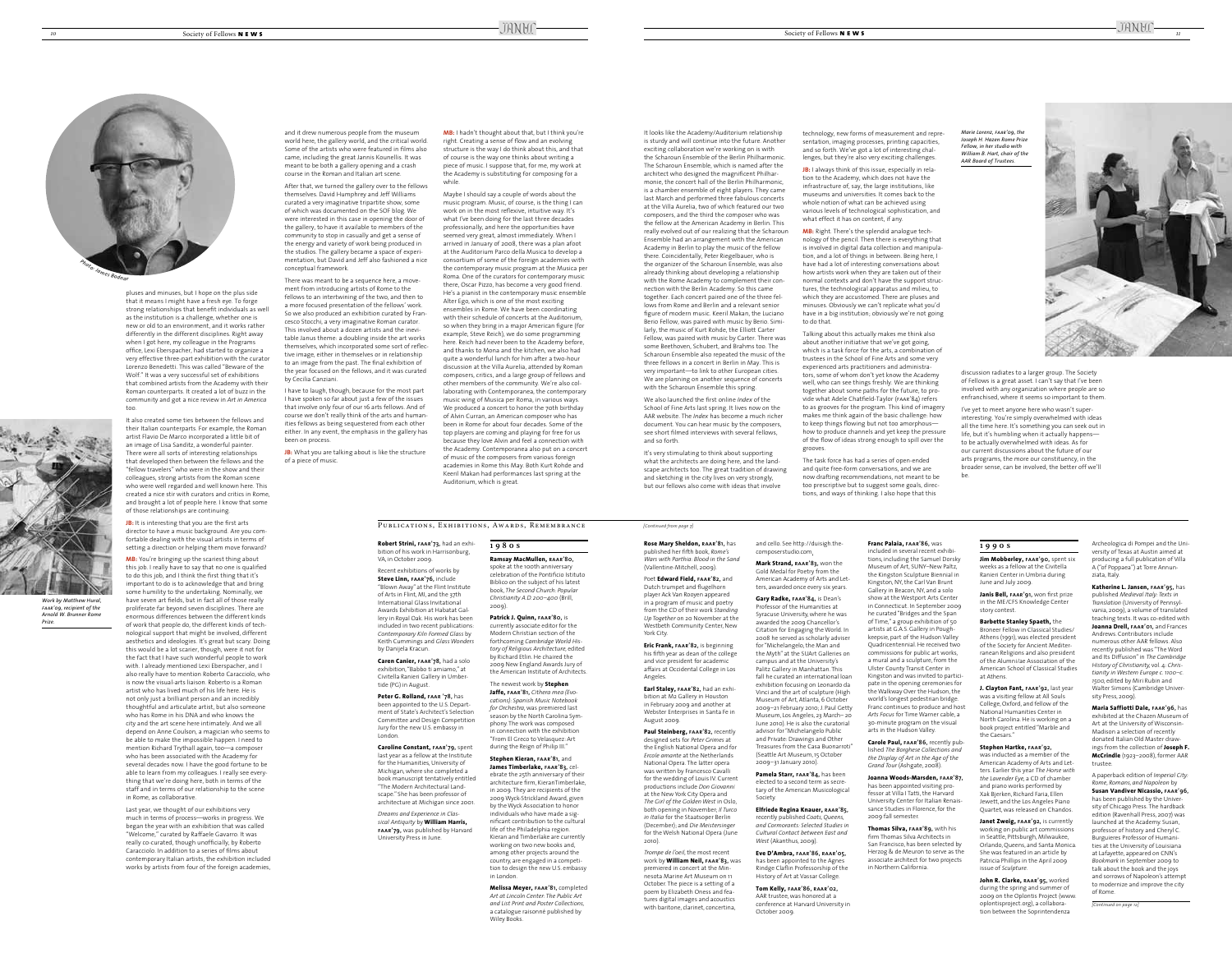pluses and minuses, but I hope on the plus side that it means I might have a fresh eye. To forge strong relationships that benefit individuals as well as the institution is a challenge, whether one is new or old to an environment, and it works rather differently in the different disciplines. Right away when I got here, my colleague in the Programs office, Lexi Eberspacher, had started to organize a very effective three-part exhibition with the curator Lorenzo Benedetti. This was called "Beware of the Wolf." It was a very successful set of exhibitions that combined artists from the Academy with their Roman counterparts. It created a lot of buzz in the community and got a nice review in *Art in America* too.

It also created some ties between the fellows and their Italian counterparts. For example, the Roman artist Flavio De Marco incorporated a little bit of an image of Lisa Sanditz, a wonderful painter. There were all sorts of interesting relationships that developed then between the fellows and the "fellow travelers" who were in the show and their colleagues, strong artists from the Roman scene who were well regarded and well known here. This created a nice stir with curators and critics in Rome, and brought a lot of people here. I know that some of those relationships are continuing.

*Photo: James Bodnar*

*Work by Matthew Hural, FAAR'09, recipient of the Arnold W. Brunner Rome Prize.*

**JB:** It is interesting that you are the first arts director to have a music background. Are you comfortable dealing with the visual artists in terms of setting a direction or helping them move forward?

**MB:** You're bringing up the scariest thing about this job. I really have to say that no one is qualified to do this job, and I think the first thing that it's important to do is to acknowledge that and bring some humility to the undertaking. Nominally, we have seven art fields, but in fact all of those really proliferate far beyond seven disciplines. There are enormous differences between the different kinds of work that people do, the different kinds of technological support that might be involved, different aesthetics and ideologies. It's great but scary. Doing this would be a lot scarier, though, were it not for the fact that I have such wonderful people to work with. I already mentioned Lexi Eberspacher, and I also really have to mention Roberto Caracciolo, who is now the visual-arts liaison. Roberto is a Roman artist who has lived much of his life here. He is not only just a brilliant person and an incredibly thoughtful and articulate artist, but also someone who has Rome in his DNA and who knows the city and the art scene here intimately. And we all depend on Anne Coulson, a magician who seems to be able to make the impossible happen. I need to mention Richard Trythall again, too—a composer who has been associated with the Academy for several decades now. I have the good fortune to be able to learn from my colleagues. I really see everything that we're doing here, both in terms of the staff and in terms of our relationship to the scene in Rome, as collaborative.

Last year, we thought of our exhibitions very much in terms of process—works in progress. We began the year with an exhibition that was called "Welcome," curated by Raffaele Gavarro. It was really co-curated, though unofficially, by Roberto Caracciolo. In addition to a series of films about contemporary Italian artists, the exhibition included works by artists from four of the foreign academies, and it drew numerous people from the museum world here, the gallery world, and the critical world. Some of the artists who were featured in films also came, including the great Jannis Kounellis. It was meant to be both a gallery opening and a crash course in the Roman and Italian art scene.

After that, we turned the gallery over to the fellows themselves. David Humphrey and Jeff Williams curated a very imaginative tripartite show, some of which was documented on the SOF blog. We were interested in this case in opening the door of the gallery, to have it available to members of the community to stop in casually and get a sense of the energy and variety of work being produced in the studios. The gallery became a space of experimentation, but David and Jeff also fashioned a nice conceptual framework.

There was meant to be a sequence here, a movement from introducing artists of Rome to the fellows to an intertwining of the two, and then to a more focused presentation of the fellows' work. So we also produced an exhibition curated by Francesco Stocchi, a very imaginative Roman curator. This involved about a dozen artists and the inevitable Janus theme: a doubling inside the art works themselves, which incorporated some sort of reflective image, either in themselves or in relationship to an image from the past. The final exhibition of the year focused on the fellows, and it was curated by Cecilia Canziani.

I have to laugh, though, because for the most part I have spoken so far about just a few of the issues that involve only four of our 16 arts fellows. And of course we don't really think of the arts and humanities fellows as being sequestered from each other either. In any event, the emphasis in the gallery has been on process.

**JB:** What you are talking about is like the structure of a piece of music.

**MB:** I hadn't thought about that, but I think you're right. Creating a sense of flow and an evolving structure is the way I do think about this, and that of course is the way one thinks about writing a piece of music. I suppose that, for me, my work at the Academy is substituting for composing for a while.

Maybe I should say a couple of words about the music program. Music, of course, is the thing I can work on in the most reflexive, intuitive way. It's what I've been doing for the last three decades professionally, and here the opportunities have seemed very great, almost immediately. When I arrived in January of 2008, there was a plan afoot at the Auditorium Parco della Musica to develop a consortium of some of the foreign academies with the contemporary music program at the Musica per Roma. One of the curators for contemporary music there, Oscar Pizzo, has become a very good friend. He's a pianist in the contemporary music ensemble Alter Ego, which is one of the most exciting ensembles in Rome. We have been coordinating with their schedule of concerts at the Auditorium, so when they bring in a major American figure (for example, Steve Reich), we do some programming here. Reich had never been to the Academy before, and thanks to Mona and the kitchen, we also had quite a wonderful lunch for him after a two-hour discussion at the Villa Aurelia, attended by Roman composers, critics, and a large group of fellows and other members of the community. We're also collaborating with Contemporanea, the contemporary music wing of Musica per Roma, in various ways. We produced a concert to honor the 70th birthday of Alvin Curran, an American composer who has been in Rome for about four decades. Some of the top players are coming and playing for free for us because they love Alvin and feel a connection with the Academy. Contemporanea also put on a concert of music of the composers from various foreign academies in Rome this May. Both Kurt Rohde and Keeril Makan had performances last spring at the Auditorium, which is great.

It looks like the Academy/Auditorium relationship is sturdy and will continue into the future. Another exciting collaboration we're working on is with the Scharoun Ensemble of the Berlin Philharmonic. The Scharoun Ensemble, which is named after the architect who designed the magnificent Philharmonie, the concert hall of the Berlin Philharmonic, is a chamber ensemble of eight players. They came last March and performed three fabulous concerts at the Villa Aurelia, two of which featured our two composers, and the third the composer who was the fellow at the American Academy in Berlin. This really evolved out of our realizing that the Scharoun Ensemble had an arrangement with the American Academy in Berlin to play the music of the fellow there. Coincidentally, Peter Riegelbauer, who is the organizer of the Scharoun Ensemble, was also already thinking about developing a relationship with the Rome Academy to complement their connection with the Berlin Academy. So this came together. Each concert paired one of the three fellows from Rome and Berlin and a relevant senior figure of modern music. Keeril Makan, the Luciano Berio Fellow, was paired with music by Berio. Similarly, the music of Kurt Rohde, the Elliott Carter Fellow, was paired with music by Carter. There was some Beethoven, Schubert, and Brahms too. The Scharoun Ensemble also repeated the music of the three fellows in a concert in Berlin in May. This is very important—to link to other European cities. We are planning on another sequence of concerts with the Scharoun Ensemble this spring.

We also launched the first online *Index* of the School of Fine Arts last spring. It lives now on the AAR website. The *Index* has become a much richer document. You can hear music by the composers, see short filmed interviews with several fellows, and so forth.

It's very stimulating to think about supporting what the architects are doing here, and the landscape architects too. The great tradition of drawing and sketching in the city lives on very strongly, but our fellows also come with ideas that involve technology, new forms of measurement and representation, imaging processes, printing capacities, and so forth. We've got a lot of interesting challenges, but they're also very exciting challenges.

**JB:** I always think of this issue, especially in relation to the Academy, which does not have the infrastructure of, say, the large institutions, like museums and universities. It comes back to the whole notion of what can be achieved using various levels of technological sophistication, and what effect it has on content, if any.

**MB:** Right. There's the splendid analogue technology of the pencil. Then there is everything that is involved in digital data collection and manipulation, and a lot of things in between. Being here, I have had a lot of interesting conversations about how artists work when they are taken out of their normal contexts and don't have the support structures, the technological apparatus and milieu, to which they are accustomed. There are pluses and minuses. Obviously we can't replicate what you'd have in a big institution; obviously we're not going to do that.

Talking about this actually makes me think also about another initiative that we've got going, which is a task force for the arts, a combination of trustees in the School of Fine Arts and some very experienced arts practitioners and administrators, some of whom don't yet know the Academy well, who can see things freshly. We are thinking together about some paths for the future, to provide what Adele Chatfield-Taylor (FAAR'84) refers to as grooves for the program. This kind of imagery makes me think again of the basic challenge: how to keep things flowing but not too amorphous—how to produce channels and yet keep the pressure of the flow of ideas strong enough to spill over the grooves.

The task force has had a series of open-ended and quite free-form conversations, and we are now drafting recommendations, not meant to be too prescriptive but to suggest some goals, directions, and ways of thinking. I also hope that this discussion radiates to a larger group. The Society of Fellows is a great asset. I can't say that I've been involved with any organization where people are so enfranchised, where it seems so important to them.

*Marie Lorenz, FAAR'09, the Joseph H. Hazen Rome Prize Fellow, in her studio with William B. Hart, chair of the AAR Board of Trustees.*

I've yet to meet anyone here who wasn't super-interesting. You're simply overwhelmed with ideas all the time here. It's something you can seek out in life, but it's humbling when it actually happens—to be actually overwhelmed with ideas. As for our current discussions about the future of our arts programs, the more our constituency, in the broader sense, can be involved, the better off we'll be.

## Publications, Exhibitions, Awards, Remembrance

*[Continued from page 7]*

**Robert Strini, FAAR'73,** had an exhibition of his work in Harrisonburg, VA, in October 2009.

Recent exhibitions of works by **Steve Linn, FAAR'76,** include "Blown Away" at the Flint Institute of Arts in Flint, MI, and the 37th International Glass Invitational Awards Exhibition at Habatat Gallery in Royal Oak. His work has been included in two recent publications: *Contemporary Kiln Formed Glass* by Keith Cummings and *Glass Wonders* by Danijela Kracun.

**Caren Canier, FAAR'78,** had a solo exhibition, "Babbo ti amiamo," at Civitella Ranieri Gallery in Umbertide (PG) in August.

**Peter G. Rolland, FAAR '78,** has been appointed to the U.S. Department of State's Architect's Selection Committee and Design Competition Jury for the new U.S. embassy in London.

**Caroline Constant, FAAR'79,** spent last year as a fellow at the Institute for the Humanities, University of Michigan, where she completed a book manuscript tentatively entitled "The Modern Architectural Landscape." She has been professor of architecture at Michigan since 2001.

*Dreams and Experience in Classical Antiquity* by **William Harris, FAAR'79,** was published by Harvard University Press in June.

### 1980s

**Ramsay MacMullen, RAAR'80,** spoke at the 100th anniversary celebration of the Pontificio Istituto Biblico on the subject of his latest book, *The Second Church: Popular Christianity A.D. 200–400* (Brill, 2009).

**Patrick J. Quinn, FAAR'80,** is currently associate editor for the Modern Christian section of the forthcoming *Cambridge World History of Religious Architecture*, edited by Richard Etlin. He chaired the 2009 New England Awards Jury of the American Institute of Architects.

The newest work by **Stephen Jaffe, FAAR'81,** *Cithera mea (Evocations): Spanish Music Notebook for Orchestra*, was premiered last season by the North Carolina Symphony. The work was composed in connection with the exhibition "From El Greco to Velasquez: Art during the Reign of Philip III."

**Stephen Kieran, FAAR'81,** and **James Timberlake, FAAR'83,** celebrate the 25th anniversary of their architecture firm, KieranTimberlake, in 2009. They are recipients of the 2009 Wyck-Strickland Award, given by the Wyck Association to honor individuals who have made a significant contribution to the cultural life of the Philadelphia region. Kieran and Timberlake are currently working on two new books and, among other projects around the country, are engaged in a competition to design the new U.S. embassy in London.

**Melissa Meyer, FAAR'81,** completed *Art at Lincoln Center: The Public Art and List Print and Poster Collections*, a catalogue raisonné published by Wiley Books.

**Rose Mary Sheldon, RAAR'81,** has included in her fifth book, *Rome's Wars with Parthia: Blood in the Sand* (Vallentine-Mitchell, 2009).

Poet **Edward Field, FAAR'82,** and Dutch trumpet and flugelhorn player Ack Van Rooyen appeared in a program of music and poetry from the CD of their work *Standing Up Together* on 20 November at the Westbeth Community Center, New York City.

**Eric Frank, FAAR'82,** is beginning his fifth year as dean of the college and vice president for academic affairs at Occidental College in Los Angeles.

**Earl Staley, FAAR'82,** had an exhibition at M2 Gallery in Houston in February 2009 and another at Webster Enterprises in Santa Fe in August 2009.

**Paul Steinberg, FAAR'82,** recently designed sets for *Peter Grimes* at the English National Opera and for *Ercole amante* at the Netherlands National Opera. The latter opera was written by Francesco Cavalli for the wedding of Louis IV. Current productions include *Don Giovanni* at the New York City Opera and *The Girl of the Golden West* in Oslo, both opening in November, *Il Turco in Italia* for the Staatsoper Berlin (December), and *Die Meistersinger* for the Welsh National Opera (June 2010).

*Trompe de l'oeil*, the most recent work by **William Neil, FAAR'83,** was premiered in concert at the Minnesota Marine Art Museum on 11 October. The piece is a setting of a poem by Elizabeth Oness and features digital images and acoustics with baritone, clarinet, concertina, and cello. See http://duisigh.thecomposerstudio.com.

**Mark Strand, RAAR'83,** won the Gold Medal for Poetry from the American Academy of Arts and Letters, awarded once every six years.

**Gary Radke, FAAR'84,** is Dean's Professor of the Humanities at Syracuse University, where he was awarded the 2009 Chancellor's Citation for Engaging the World. In 2008 he served as scholarly adviser for "Michelangelo, the Man and the Myth" at the SUArt Galleries on campus and at the University's Palitz Gallery in Manhattan. This fall he curated an international loan exhibition focusing on Leonardo da Vinci and the art of sculpture (High Museum of Art, Atlanta, 6 October 2009–21 February 2010; J. Paul Getty Museum, Los Angeles, 23 March– 20 June 2010). He is also the curatorial advisor for "Michelangelo Public and Private: Drawings and Other Treasures from the Casa Buonarroti" (Seattle Art Museum, 15 October 2009–31 January 2010).

**Pamela Starr, FAAR'84,** has been elected to a second term as secretary of the American Musicological Society.

**Elfriede Regina Knauer, RAAR'85,** recently published *Coats, Queens, and Cormorants: Selected Studies in Cultural Contact between East and West* (Akanthus, 2009).

**Eve D'Ambra, FAAR'86, RAAR'05,** has been appointed to the Agnes Rindge Claflin Professorship of the History of Art at Vassar College.

**Tom Kelly, FAAR'86, RAAR'02,** AAR trustee, was honored at a conference at Harvard University in October 2009.

**Franc Palaia, FAAR'86,** was included in several recent exhibitions, including the Samuel Dorsky Museum of Art, SUNY–New Paltz, the Kingston Sculpture Biennial in Kingston, NY, the Carl Van Brunt Gallery in Beacon, NY, and a solo show at the Westport Arts Center in Connecticut. In September 2009 he curated "Bridges and the Span of Time," a group exhibition of 50 artists at G.A.S. Gallery in Poughkeepsie, part of the Hudson Valley Quadricentennial. He received two commissions for public art works, a mural and a sculpture, from the Ulster County Transit Center in Kingston and was invited to participate in the opening ceremonies for the Walkway Over the Hudson, the world's longest pedestrian bridge. Franc continues to produce and host *Arts Focus* for Time Warner cable, a 30-minute program on the visual arts in the Hudson Valley.

**Carole Paul, FAAR'86,** recently published *The Borghese Collections and the Display of Art in the Age of the Grand Tour* (Ashgate, 2008).

**Joanna Woods-Marsden, FAAR'87,** has been appointed visiting professor at Villa I Tatti, the Harvard University Center for Italian Renaissance Studies in Florence, for the 2009 fall semester.

**Thomas Silva, FAAR'89,** with his firm Thomas Silva Architects in San Francisco, has been selected by Herzog & de Meuron to serve as the associate architect for two projects in Northern California.

### 1990s

**Jim Mobberley, FAAR'90,** spent six weeks as a fellow at the Civitella Ranieri Center in Umbria during June and July 2009.

**Janis Bell, FAAR'91,** won first prize in the ME/CFS Knowledge Center story contest.

**Barbette Stanley Spaeth,** the Broneer Fellow in Classical Studies/Athens (1991), was elected president of the Society for Ancient Mediterranean Religions and also president of the Alumni/ae Association of the American School of Classical Studies at Athens.

**J. Clayton Fant, FAAR'92,** last year was a visiting fellow at All Souls College, Oxford, and fellow of the National Humanities Center in North Carolina. He is working on a book project entitled "Marble and the Caesars."

**Stephen Hartke, FAAR'92,** was inducted as a member of the American Academy of Arts and Letters. Earlier this year *The Horse with the Lavender Eye*, a CD of chamber and piano works performed by Xak Bjerken, Richard Faria, Ellen Jewett, and the Los Angeles Piano Quartet, was released on Chandos.

**Janet Zweig, FAAR'92,** is currently working on public art commissions in Seattle, Pittsburgh, Milwaukee, Orlando, Queens, and Santa Monica. She was featured in an article by Patricia Phillips in the April 2009 issue of *Sculpture*.

**John R. Clarke, RAAR'95,** worked during the spring and summer of 2009 on the Oplontis Project (www.oplontisproject.org), a collaboration between the Soprintendenza Archeologica di Pompei and the University of Texas at Austin aimed at producing a full publication of Villa A ("of Poppaea") at Torre Annunziata, Italy.

**Katherine L. Jansen, FAAR'95,** has published *Medieval Italy: Texts in Translation* (University of Pennsylvania, 2009), a volume of translated teaching texts. It was co-edited with **Joanna Drell, FAAR'01,** and Frances Andrews. Contributors include numerous other AAR fellows. Also recently published was "The Word and Its Diffusion" in *The Cambridge History of Christianity*, vol. 4: *Christianity in Western Europe c. 1100–c. 1500*, edited by Miri Rubin and Walter Simons (Cambridge University Press, 2009).

**Maria Saffiotti Dale, FAAR'96,** has exhibited at the Chazen Museum of Art at the University of Wisconsin-Madison a selection of recently donated Italian Old Master drawings from the collection of **Joseph F. McCrindle** (1923–2008), former AAR trustee.

A paperback edition of *Imperial City: Rome, Romans, and Napoleon* by **Susan Vandiver Nicassio, FAAR'96,** has been published by the University of Chicago Press. The hardback edition (Ravenhall Press, 2007) was launched at the Academy. Susan, professor of history and Cheryl C. Burguieres Professor of Humanities at the University of Louisiana at Lafayette, appeared on CNN's *Bookmark* in September 2009 to talk about the book and the joys and sorrows of Napoleon's attempt to modernize and improve the city of Rome.

*[Continued on page 12]*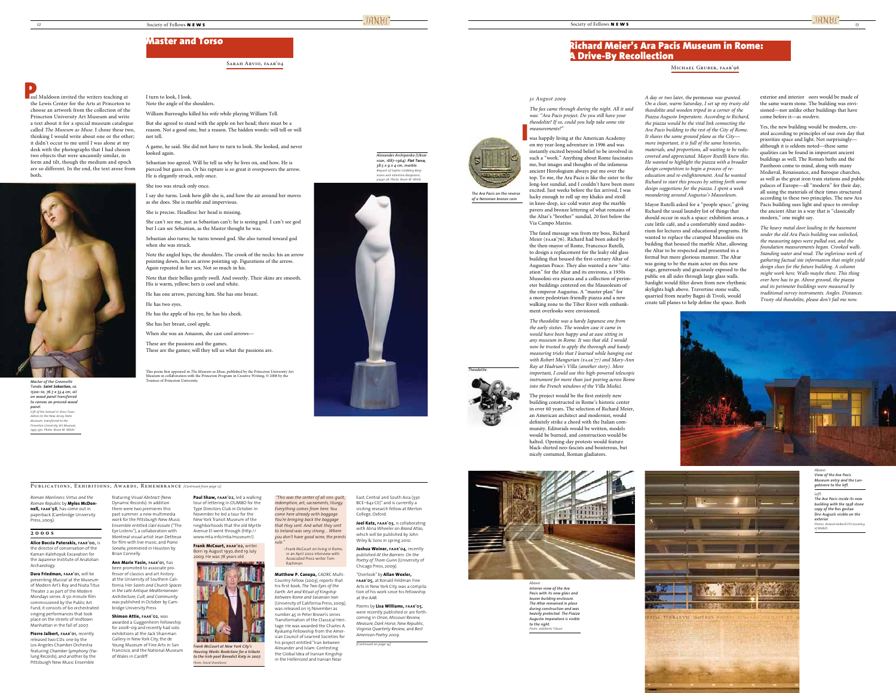# Master and Torso

Sarah Arvio, faar'04

Paul Muldoon invited the writers teaching at the Lewis Center for the Arts at Princeton to choose an artwork from the collection of the Princeton University Art Museum and write a text about it for a special museum catalogue called *The Museum as Muse*. I chose these two, thinking I would write about one or the other; it didn't occur to me until I was alone at my desk with the photographs that I had chosen two objects that were uncannily similar, in form and tilt, though the medium and epoch are so different. In the end, the text arose from both.

*Master of the Greenville Tondo: **Saint Sebastian**, ca. 1500–10, 76.7 x 53.4 cm, oil on wood panel transferred to canvas on pressed-wood panel.*
*Gift of the Samuel H. Kress Foundation to the New Jersey State Museum, transferred to the Princeton University Art Museum, y1995-350. Photo: Bruce M. White*

I turn to look, I look.
Note the angle of the shoulders.

William Burroughs killed his wife while playing William Tell.

But she agreed to stand with the apple on her head; there must be a reason. Not a good one, but a reason. The hidden words: will tell or will not tell.

A game, he said. She did not have to take turns to look. She looked, and never looked again.

Sebastian too agreed. Will he tell us why he lives on, and how. He is pierced but gazes on. Or his rapture is so great it overpowers the arrow. He is elegantly struck, only once.

She too was struck only once.

I say she turns. Look how glib she is, and how the air around her moves as she does. She is marble and impervious.

She is precise. Headless: her head is missing.

She can't see me, just as Sebastian can't: he is seeing god. I can't see god but I can see Sebastian, as the Master thought he was.

Sebastian also turns; he turns toward god. She also turned toward god when she was struck.

Note the angled hips, the shoulders. The crook of the necks: his an arrow pointing down, hers an arrow pointing up. Figurations of the arrow. Again repeated in her sex. Not so much in his.

Note that their bellies gently swell. And sweetly. Their skins are smooth. His is warm, yellow; hers is cool and white.

He has one arrow, piercing him. She has one breast.

He has two eyes.

He has the apple of his eye, he has his cheek.

She has her breast, cool apple.

When she was an Amazon, she cast cool arrows—

These are the passions and the games.
These are the games; will they tell us what the passions are.

This poem first appeared in *The Museum as Muse*, published by the Princeton University Art Museum in collaboration with the Princeton Program in Creative Writing. © 2008 by the Trustees of Princeton University.

*Alexander Archipenko (Ukrainian, 1887–1964): **Flat Torso**, 38.5 x 9 x 4 cm, marble. Bequest of Sophie Goldberg Bargmann and Valentine Bargmann, y1990-28. Photo: Bruce M. White*

## Publications, Exhibitions, Awards, Remembrance *[Continued from page 12]*

*Roman Manliness: Virtus and the Roman Republic* by **Myles McDonnell, faar'98,** has come out in paperback (Cambridge University Press, 2009).

### 2000s

**Alice Boccia Paterakis, faar'00,** is the director of conservation of the Kaman-Kalehoyuk Excavation for the Japanese Institute of Anatolian Archaeology.

**Dara Friedman, faar'01,** will be presenting *Musical* at the Museum of Modern Art's Roy and Niuta Titus Theater 2 as part of the Modern Mondays series. A 50-minute film commissioned by the Public Art Fund, it consists of 60 orchestrated singing performances that took place on the streets of midtown Manhattan in the fall of 2007.

**Pierre Jalbert, faar'01,** recently released two CDs: one by the Los Angeles Chamber Orchestra featuring *Chamber Symphony* (Yarlung Records), and another by the Pittsburgh New Music Ensemble featuring *Visual Abstract* (New Dynamic Records). In addition there were two premieres this past summer: a new multimedia work for the Pittsburgh New Music Ensemble entitled *L'oeil écoute* ("The Eye Listens"), a collaboration with Montreal visual artist Jean Detheux for film with live music, and *Piano Sonata*, premiered in Houston by Brian Connelly.

**Ann Marie Yasin, faar'01,** has been promoted to associate professor of classics and art history at the University of Southern California. Her *Saints and Church Spaces in the Late Antique Mediterranean: Architecture, Cult, and Community* was published in October by Cambridge University Press.

**Shimon Attie, faar'02,** was awarded a Guggenheim Fellowship for 2008–09 and recently had solo exhibitions at the Jack Shainman Gallery in New York City, the de Young Museum of Fine Arts in San Francisco, and the National Museum of Wales in Cardiff.

**Paul Shaw, faar'02,** led a walking tour of lettering in DUMBO for the Type Directors Club in October. In November he led a tour for the New York Transit Museum of the neighborhoods that the old Myrtle Avenue El went through (http://www.mta.info/mta/museum/).

**Frank McCourt, faar'02,** writer. Born 19 August 1930, died 19 July 2009. He was 78 years old.

*Frank McCourt at New York City's Housing Works Bookstore for a tribute to the Irish poet Benedict Kiely in 2007. Photo: David Shankbone*

*"This was the center of all sins: guilt, redemption, art, sacraments, liturgy. Everything comes from here. You come here already with baggage. You're bringing back the baggage that they sent. And what they sent to Ireland was very strong.… Where you don't have good wine, the priests rule."*

–Frank McCourt on living in Rome, in an April 2002 interview with Associated Press writer Tom Rachman

**Matthew P. Canepa,** CAORC Multi-Country Fellow (2003), reports that his first book, *The Two Eyes of the Earth: Art and Ritual of Kingship between Rome and Sasanian Iran* (University of California Press, 2009), was released on 15 November as number 45 in Peter Brown's series Transformation of the Classical Heritage. He was awarded the Charles A. Ryskamp Fellowship from the American Council of Learned Societies for his project entitled "Iran between Alexander and Islam: Contesting the Global Idea of Iranian Kingship in the Hellenized and Iranian Near East, Central and South Asia (330 BCE–642 CE)" and is currently a visiting research fellow at Merton College, Oxford.

**Joel Katz, faar'03,** is collaborating with Alina Wheeler on *Brand Atlas*, which will be published by John Wiley & Sons in spring 2010.

**Joshua Weiner, faar'04,** recently published *At the Barriers: On the Poetry of Thom Gunn* (University of Chicago Press, 2009).

"Overlook" by **Allan Wexler, faar'05,** at Ronald Feldman Fine Arts in New York City, was a compilation of his work since his fellowship at the AAR.

Poems by **Lisa Williams, faar'05,** were recently published or are forthcoming in *Orion, Missouri Review, Measure, Dark Horse, New Republic, Virginia Quarterly Review,* and *Best American Poetry 2009.*

*[Continued on page 14]*

# Richard Meier's Ara Pacis Museum in Rome: A Drive-By Recollection

Michael Gruber, faar'96

*31 August 2009*

*The fax came through during the night. All it said was: "Ara Pacis project. Do you still have your theodolite? If so, could you help take some site measurements?"*

I was happily living at the American Academy on my year-long adventure in 1996 and was instantly excited beyond belief to be involved in such a "work." Anything about Rome fascinates me, but images and thoughts of the infamous ancient Horologium always put me over the top. To me, the Ara Pacis is like the sister to the long-lost sundial, and I couldn't have been more excited. Just weeks before the fax arrived, I was lucky enough to roll up my khakis and stroll in knee-deep, ice-cold water atop the marble pavers and bronze lettering of what remains of the Altar's "brother" sundial, 20 feet below the Via Campo Marzio.

*The Ara Pacis on the reverse of a Neronian bronze coin.*

The faxed message was from my boss, Richard Meier (faar'76). Richard had been asked by the then-mayor of Rome, Francesco Rutelli, to design a replacement for the leaky old glass building that housed the first-century Altar of Augustan Peace. They also wanted a new "situation" for the Altar and its environs, a 1930s Mussolini-era piazza and a collection of perimeter buildings centered on the Mausoleum of the emperor Augustus. A "master plan" for a more pedestrian-friendly piazza and a new walking zone to the Tiber River with embankment overlooks were envisioned.

*The theodolite was a hardy Japanese one from the early sixties. The wooden case it came in would have been happy and at ease sitting in any museum in Rome. It was that old. I would now be trusted to apply the thorough and handy measuring tricks that I learned while hanging out with Robert Mangurian (faar'77) and Mary-Ann Ray at Hadrian's Villa (another story). More important, I could use this high-powered telescopic instrument for more than just peering across Rome into the French windows of the Villa Medici.*

*Theodolite.*

The project would be the first entirely new building constructed in Rome's historic center in over 60 years. The selection of Richard Meier, an American architect and modernist, would definitely strike a chord with the Italian community. Editorials would be written, models would be burned, and construction would be halted. Opening-day protests would feature black-shirted neo-fascists and boisterous, but nicely costumed, Roman gladiators.

*A day or two later, the* permesso *was granted. On a clear, warm Saturday, I set up my trusty old theodolite and wooden tripod in a corner of the Piazza Augusto Imperatore. According to Richard, the piazza would be the vital link connecting the Ara Pacis building to the rest of the City of Rome. It shares the same ground plane as the City—more important, it is full of the same histories, materials, and proportions, all waiting to be rediscovered and appreciated. Mayor Rutelli knew this. He wanted to highlight the piazza with a broader design competition to begin a process of re-education and re-enlightenment. And he wanted Richard to start this process by setting forth some design suggestions for the piazza. I spent a week meandering around Augustus's Mausoleum.*

Mayor Rutelli asked for a "people space," giving Richard the usual laundry list of things that should occur in such a space: exhibition areas, a cute little café, and a comfortably sized auditorium for lectures and educational programs. He wanted to replace the cramped Mussolini-era building that housed the marble Altar, allowing the Altar to be respected and presented in a formal but more glorious manner. The Altar was going to be the main actor on this new stage, generously and graciously exposed to the public on all sides through large glass walls. Sunlight would filter down from new rhythmic skylights high above. Travertine stone walls, quarried from nearby Bagni di Tivoli, would create tall planes to help define the space. Both exterior and interior floors would be made of the same warm stone. The building was envisioned—not unlike other buildings that have come before it—as *modern*.

Yes, the new building would be modern, created according to principles of our own day that prioritize space and light. Not surprisingly—although it is seldom noted—these same qualities can be found in important ancient buildings as well. The Roman baths and the Pantheon come to mind, along with many Medieval, Renaissance, and Baroque churches, as well as the great iron train stations and public palaces of Europe—all "modern" for their day, all using the materials of their times structured according to these two principles. The new Ara Pacis building uses light and space to envelop the ancient Altar in a way that is "classically modern," one might say.

*The heavy metal door leading to the basement under the old Ara Pacis building was unlocked, the measuring tapes were pulled out, and the foundation measurements began. Crooked walls. Standing water and mud. The inglorious work of gathering factual site information that might yield design clues for the future building. A column might work here. Walls maybe there. This thing over here has to go. Above ground, the piazza and its perimeter buildings were measured by traditional survey instruments. Angles. Distances. Trusty old theodolite, please don't fail me now.*

*Above: View of the Ara Pacis Museum entry and the Lungotevere to the left.*

*Left: The Ara Pacis inside its new building with the 1938 stone copy of the* Res gestae Divi Augusti *visible on the exterior. Photos: Roland Halbe/ESTO (courtesy of RM&P)*

*Above: Interior view of the Ara Pacis with its new glass and louver building enclosure. The Altar remained in place during construction and was heavily protected. The Piazza Augusto Imperatore is visible to the right. Photo: Adalberto Tiburzi*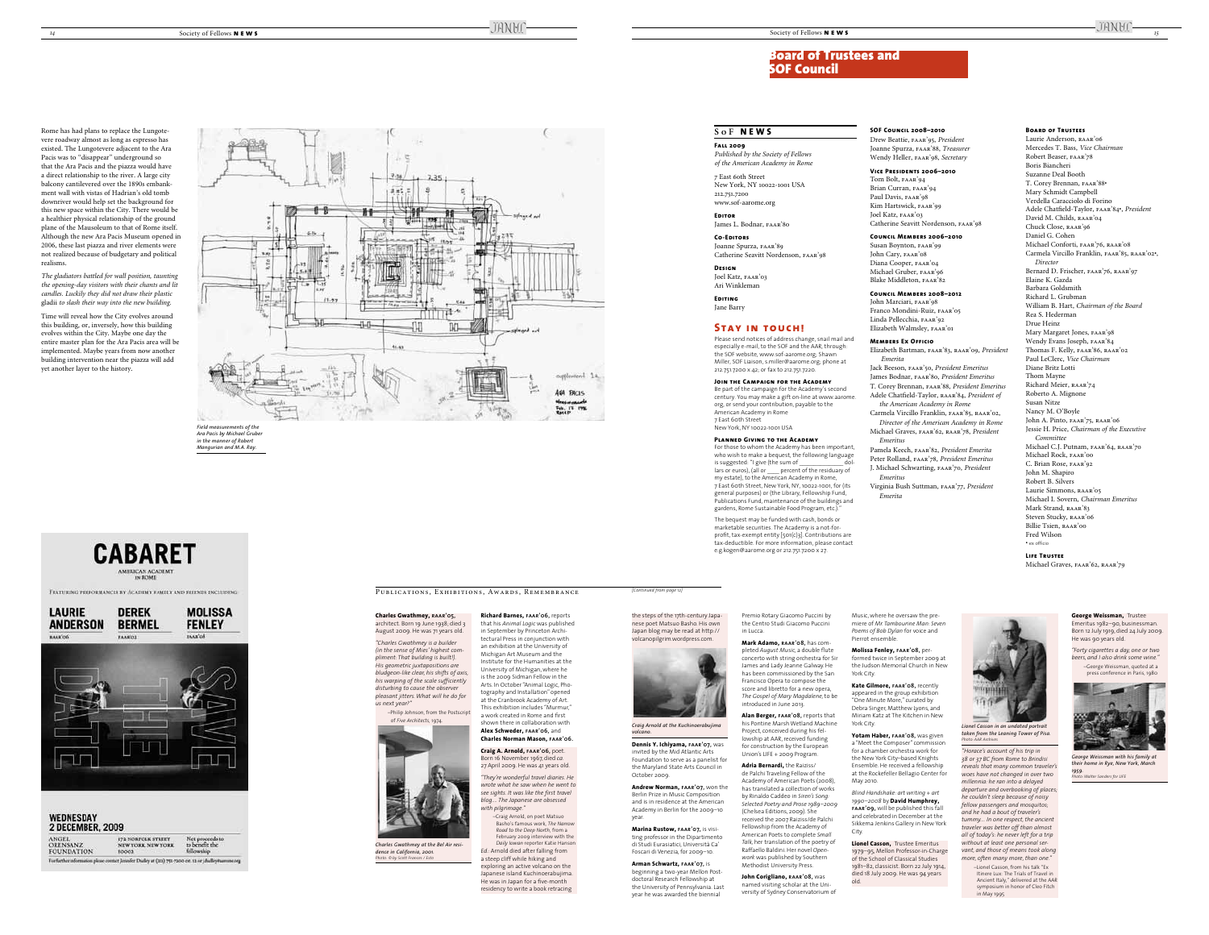Rome has had plans to replace the Lungotevere roadway almost as long as espresso has existed. The Lungotevere adjacent to the Ara Pacis was to "disappear" underground so that the Ara Pacis and the piazza would have a direct relationship to the river. A large city balcony cantilevered over the 1890s embankment wall with vistas of Hadrian's old tomb downriver would help set the background for this new space within the City. There would be a healthier physical relationship of the ground plane of the Mausoleum to that of Rome itself. Although the new Ara Pacis Museum opened in 2006, these last piazza and river elements were not realized because of budgetary and political realisms.

*The gladiators battled for wall position, taunting the opening-day visitors with their chants and lit candles. Luckily they did not draw their plastic* gladii *to slash their way into the new building.*

Time will reveal how the City evolves around this building, or, inversely, how this building evolves within the City. Maybe one day the entire master plan for the Ara Pacis area will be implemented. Maybe years from now another building intervention near the piazza will add yet another layer to the history.

*Field measurements of the Ara Pacis by Michael Gruber in the manner of Robert Mangurian and M.A. Ray.*

# CABARET

AMERICAN ACADEMY IN ROME

FEATURING PERFORMANCES BY ACADEMY FAMILY AND FRIENDS INCLUDING:

LAURIE ANDERSON RAAR'06 — DEREK BERMEL FAAR'02 — MOLISSA FENLEY FAAR'08

SAVE THE DATE

WEDNESDAY 2 DECEMBER, 2009

ANGEL ORENSANZ FOUNDATION — 172 NORFOLK STREET NEW YORK NEW YORK 10002 — Net proceeds to benefit the fellowship

For further information please contact Jennifer Dudley at (212) 751-7200 ext. 12 or j.dudley@aarome.org

## Board of Trustees and SOF Council

### SoF NEWS

**Fall 2009**

*Published by the Society of Fellows of the American Academy in Rome*

7 East 60th Street
New York, NY 10022-1001 USA
212.751.7200
www.sof-aarome.org

**Editor**
James L. Bodnar, FAAR'80

**Co-Editors**
Joanne Spurza, FAAR'89
Catherine Seavitt Nordenson, FAAR'98

**Design**
Joel Katz, FAAR'03
Ari Winkleman

**Editing**
Jane Barry

### Stay in touch!

Please send notices of address change, snail mail and especially e-mail, to the SOF and the AAR, through the SOF website, www.sof-aarome.org; Shawn Miller, SOF Liaison, s.miller@aarome.org; phone at 212.751.7200 x 42; or fax to 212.751.7220.

**Join the Campaign for the Academy**
Be part of the campaign for the Academy's second century. You may make a gift on-line at www.aarome.org, or send your contribution, payable to the American Academy in Rome
7 East 60th Street
New York, NY 10022-1001 USA

**Planned Giving to the Academy**
For those to whom the Academy has been important, who wish to make a bequest, the following language is suggested: "I give (the sum of ________ dollars or euros), (all or ____ percent of the residuary of my estate), to the American Academy in Rome, 7 East 60th Street, New York, NY, 10022-1001, for (its general purposes) or (the Library, Fellowship Fund, Publications Fund, maintenance of the buildings and gardens, Rome Sustainable Food Program, etc.)."

The bequest may be funded with cash, bonds or marketable securities. The Academy is a not-for-profit, tax-exempt entity [501(c)3]. Contributions are tax-deductible. For more information, please contact e.g.kogen@aarome.org or 212.751.7200 x 27.

**SoF Council 2008–2010**
Drew Beattie, FAAR'95, *President*
Joanne Spurza, FAAR'88, *Treasurer*
Wendy Heller, FAAR'98, *Secretary*

**Vice Presidents 2006–2010**
Tom Bolt, FAAR'94
Brian Curran, FAAR'94
Paul Davis, FAAR'98
Kim Hartswick, FAAR'99
Joel Katz, FAAR'03
Catherine Seavitt Nordenson, FAAR'98

**Council Members 2006–2010**
Susan Boynton, FAAR'99
John Cary, FAAR'08
Diana Cooper, FAAR'04
Michael Gruber, FAAR'96
Blake Middleton, FAAR'82

**Council Members 2008–2012**
John Marciari, FAAR'98
Franco Mondini-Ruiz, FAAR'05
Linda Pellecchia, FAAR'92
Elizabeth Walmsley, FAAR'01

**Members Ex Officio**
Elizabeth Bartman, FAAR'83, RAAR'09, *President Emerita*
Jack Beeson, FAAR'50, *President Emeritus*
James Bodnar, FAAR'80, *President Emeritus*
T. Corey Brennan, FAAR'88, *President Emeritus*
Adele Chatfield-Taylor, FAAR'84, *President of the American Academy in Rome*
Carmela Vircillo Franklin, FAAR'85, RAAR'02, *Director of the American Academy in Rome*
Michael Graves, FAAR'62, RAAR'78, *President Emeritus*
Pamela Keech, FAAR'82, *President Emerita*
Peter Rolland, FAAR'78, *President Emeritus*
J. Michael Schwarting, FAAR'70, *President Emeritus*
Virginia Bush Suttman, FAAR'77, *President Emerita*

**Board of Trustees**
Laurie Anderson, RAAR'06
Mercedes T. Bass, *Vice Chairman*
Robert Beaser, FAAR'78
Boris Biancheri
Suzanne Deal Booth
T. Corey Brennan, FAAR'88*
Mary Schmidt Campbell
Verdella Caracciolo di Forino
Adele Chatfield-Taylor, FAAR'84*, *President*
David M. Childs, RAAR'04
Chuck Close, RAAR'96
Daniel G. Cohen
Michael Conforti, FAAR'76, RAAR'08
Carmela Vircillo Franklin, FAAR'85, RAAR'02*, *Director*
Bernard D. Frischer, FAAR'76, RAAR'97
Elaine K. Gazda
Barbara Goldsmith
Richard L. Grubman
William B. Hart, *Chairman of the Board*
Rea S. Hederman
Drue Heinz
Mary Margaret Jones, FAAR'98
Wendy Evans Joseph, FAAR'84
Thomas F. Kelly, FAAR'86, RAAR'02
Paul LeClerc, *Vice Chairman*
Diane Britz Lotti
Thom Mayne
Richard Meier, RAAR'74
Roberto A. Mignone
Susan Nitze
Nancy M. O'Boyle
John A. Pinto, FAAR'75, RAAR'06
Jessie H. Price, *Chairman of the Executive Committee*
Michael C.J. Putnam, FAAR'64, RAAR'70
Michael Rock, FAAR'00
C. Brian Rose, FAAR'92
John M. Shapiro
Robert B. Silvers
Laurie Simmons, RAAR'05
Michael I. Sovern, *Chairman Emeritus*
Mark Strand, RAAR'83
Steven Stucky, RAAR'06
Billie Tsien, RAAR'00
Fred Wilson
* ex officio

**Life Trustee**
Michael Graves, FAAR'62, RAAR'79

## Publications, Exhibitions, Awards, Remembrance

*[Continued from page 12]*

**Charles Gwathmey, RAAR'05,** architect. Born 19 June 1938; died 3 August 2009. He was 71 years old.

*"Charles Gwathmey is a builder (in the sense of Mies' highest compliment: That building is built!). His geometric juxtapositions are bludgeon-like clear, his warping of the scale sufficiently disturbing to cause the observer pleasant jitters. What will he do for us next year?"*

–Philip Johnson, from the Postscript of *Five Architects*, 1974.

*Charles Gwathmey at the Bel Air residence in California, 2001.* Photo: Ezra Stoller? / Esto

**Richard Barnes, FAAR'06,** reports that his *Animal Logic* was published in September by Princeton Architectural Press in conjunction with an exhibition at the University of Michigan Art Museum and the Institute for the Humanities at the University of Michigan, where he is the 2009 Sidman Fellow in the Arts. In October "Animal Logic, Photography and Installation" opened at the Cranbrook Academy of Art. This exhibition includes "Murmur," a work created in Rome and first shown there in collaboration with **Alex Schweder, FAAR'06,** and **Charles Norman Mason, FAAR'06.**

**Craig A. Arnold, FAAR'06,** poet. Born 16 November 1967; died *ca.* 27 April 2009. He was 41 years old.

*"They're wonderful travel diaries. He wrote what he saw when he went to see sights. It was like the first travel blog... The Japanese are obsessed with pilgrimage."*

–Craig Arnold, on poet Matsuo Basho's famous work, *The Narrow Road to the Deep North*, from a February 2009 interview with the *Daily Iowan* reporter Katie Hanson

Ed.: Arnold died after falling from a steep cliff while hiking and exploring an active volcano on the Japanese island Kuchinoerabujima. He was in Japan for a five-month residency to write a book retracing the steps of the 17th-century Japanese poet Matsuo Basho. His own Japan blog may be read at http://volcanopilgrim.wordpress.com.

*Craig Arnold at the Kuchinoerabujima volcano.*

**Dennis Y. Ichiyama, FAAR'07,** was invited by the Mid Atlantic Arts Foundation to serve as a panelist for the Maryland State Arts Council in October 2009.

**Andrew Norman, FAAR'07,** won the Berlin Prize in Music Composition and is in residence at the American Academy in Berlin for the 2009–10 year.

**Marina Rustow, FAAR'07,** is visiting professor in the Dipartimento di Studi Eurasiatici, Università Ca' Foscari di Venezia, for 2009–10.

**Arman Schwartz, FAAR'07,** is beginning a two-year Mellon Postdoctoral Research Fellowship at the University of Pennsylvania. Last year he was awarded the biennial Premio Rotary Giacomo Puccini by the Centro Studi Giacomo Puccini in Lucca.

**Mark Adamo, FAAR'08,** has completed *August Music*, a double flute concerto with string orchestra for Sir James and Lady Jeanne Galway. He has been commissioned by the San Francisco Opera to compose the score and libretto for a new opera, *The Gospel of Mary Magdalene*, to be introduced in June 2013.

**Alan Berger, FAAR'08,** reports that his Pontine Marsh Wetland Machine Project, conceived during his fellowship at AAR, received funding for construction by the European Union's LIFE + 2009 Program.

**Adria Bernardi,** the Raiziss/de Palchi Traveling Fellow of the Academy of American Poets (2008), has translated a collection of works by Rinaldo Caddeo in *Siren's Song: Selected Poetry and Prose 1989–2009* (Chelsea Editions, 2009). She received the 2007 Raiziss/de Palchi Fellowship from the Academy of American Poets to complete *Small Talk*, her translation of the poetry of Raffaello Baldini. Her novel *Openwork* was published by Southern Methodist University Press.

**John Corigliano, RAAR'08,** was named visiting scholar at the University of Sydney Conservatorium of Music, where he oversaw the premiere of *Mr. Tambourine Man: Seven Poems of Bob Dylan* for voice and Pierrot ensemble.

**Molissa Fenley, FAAR'08,** performed twice in September 2009 at the Judson Memorial Church in New York City.

**Kate Gilmore, FAAR'08,** recently appeared in the group exhibition "One Minute More," curated by Debra Singer, Matthew Lyons, and Miriam Katz at The Kitchen in New York City.

**Yotam Haber, FAAR'08,** was given a "Meet the Composer" commission for a chamber orchestra work for the New York City–based Knights Ensemble. He received a fellowship at the Rockefeller Bellagio Center for May 2010.

*Blind Handshake: art writing + art 1990–2008* by **David Humphrey, FAAR'09,** will be published this fall and celebrated in December at the Sikkema Jenkins Gallery in New York City.

**Lionel Casson,** Trustee Emeritus 1979–95, Mellon Professor-in-Charge of the School of Classical Studies 1981–82, classicist. Born 22 July 1914; died 18 July 2009. He was 94 years old.

*Lionel Casson in an undated portrait taken from the Leaning Tower of Pisa.* Photo: AAR Archives

*"Horace's account of his trip in 38 or 37 BC from Rome to Brindisi reveals that many common traveler's woes have not changed in over two millennia: he ran into a delayed departure and overbooking of places; he couldn't sleep because of noisy fellow passengers and mosquitos; and he had a bout of traveler's tummy... In one respect, the ancient traveler was better off than almost all of today's: he never left for a trip without at least one personal servant; and those of means took along more, often many more, than one."*

–Lionel Casson, from his talk "Ex Itinere Lux: The Trials of Travel in Ancient Italy," delivered at the AAR symposium in honor of Cleo Fitch in May 1995.

**George Weissman,** Trustee Emeritus 1982–90, businessman. Born 12 July 1919; died 24 July 2009. He was 90 years old.

*"Forty cigarettes a day, one or two beers, and I also drink some wine."*

–George Weissman, quoted at a press conference in Paris, 1980

*George Weissman with his family at their home in Rye, New York, March 1959.* Photo: Walter Sanders for LIFE